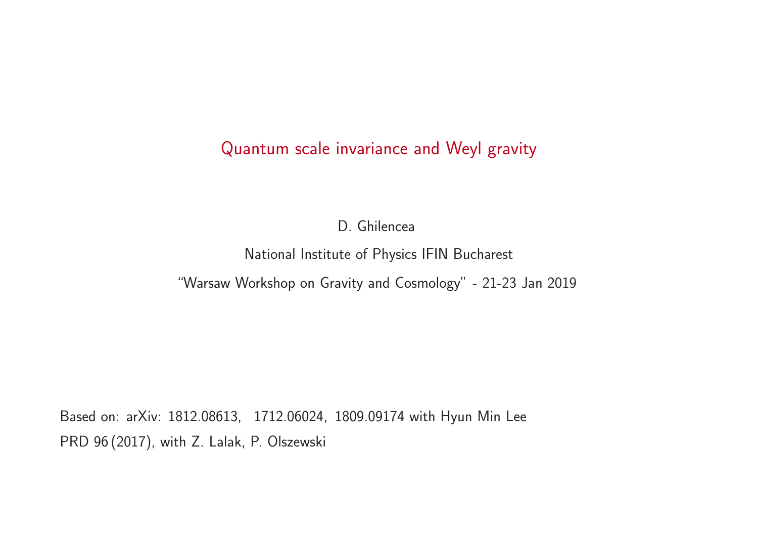# Quantum scale invariance and Weyl gravity

D. Ghilencea

National Institute of Physics IFIN Bucharest

"Warsaw Workshop on Gravity and Cosmology" - 21-23 Jan 2019

Based on: arXiv: 1812.08613, 1712.06024, 1809.09174 with Hyun Min Lee

PRD 96 (2017), with Z. Lalak, P. Olszewski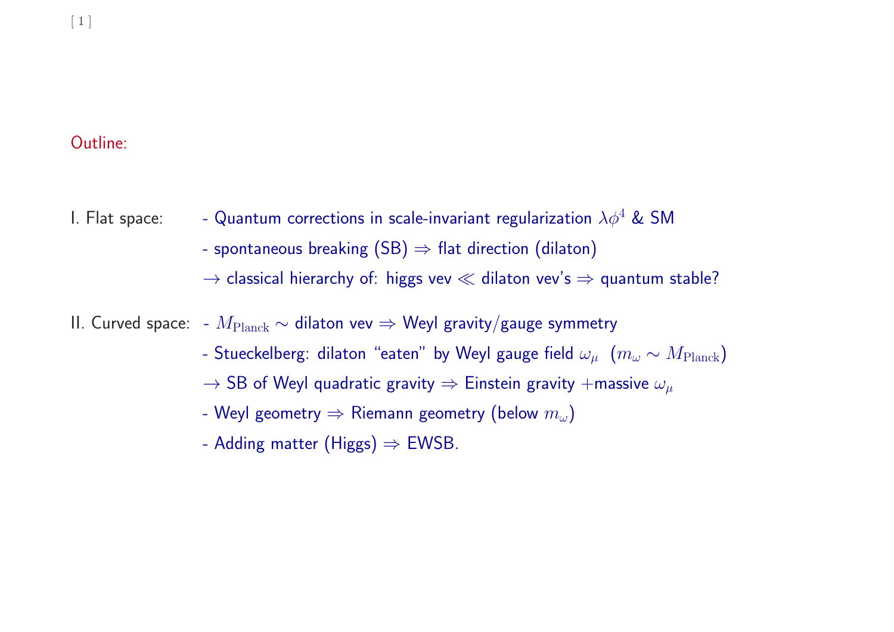## Outline:

I. Flat space:

- Quantum corrections in scale-invariant regularization $\lambda\phi^4$ & SM
- spontaneous breaking (SB) $\Rightarrow$ flat direction (dilaton)

$\rightarrow$ classical hierarchy of: higgs vev $\ll$ dilaton vev's $\Rightarrow$ quantum stable?

II. Curved space:

- $M_{\rm Planck} \sim$ dilaton vev $\Rightarrow$ Weyl gravity/gauge symmetry
- Stueckelberg: dilaton "eaten" by Weyl gauge field $\omega_\mu$ ($m_\omega \sim M_{\rm Planck}$)

$\rightarrow$ SB of Weyl quadratic gravity $\Rightarrow$ Einstein gravity $+$massive $\omega_\mu$

- Weyl geometry $\Rightarrow$ Riemann geometry (below $m_\omega$)
- Adding matter (Higgs) $\Rightarrow$ EWSB.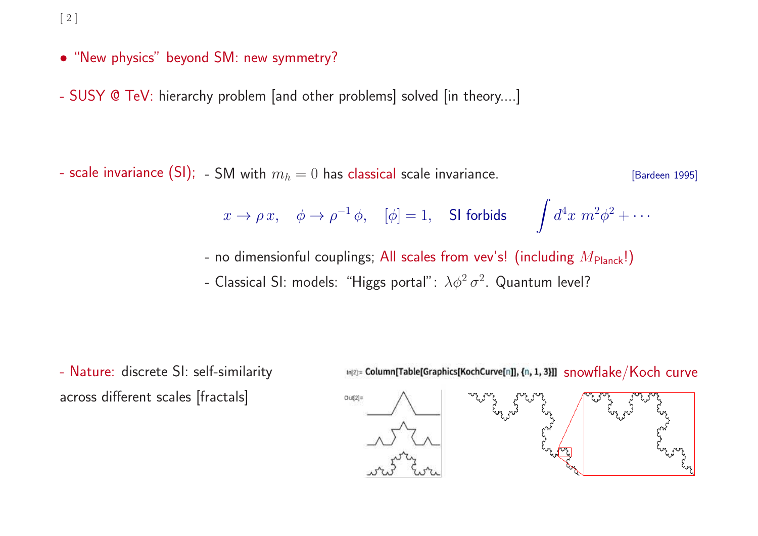- "New physics" beyond SM: new symmetry?

- SUSY @ TeV: hierarchy problem [and other problems] solved [in theory....]

- scale invariance (SI); - SM with $m_h = 0$ has classical scale invariance. [Bardeen 1995]

$$x \to \rho\, x, \quad \phi \to \rho^{-1}\,\phi, \quad [\phi] = 1, \quad \text{SI forbids} \qquad \int d^4x\; m^2\phi^2 + \cdots$$

- no dimensionful couplings; All scales from vev's! (including $M_{\text{Planck}}$!)
- Classical SI: models: "Higgs portal": $\lambda\phi^2\,\sigma^2$. Quantum level?

- Nature: discrete SI: self-similarity across different scales [fractals]

```
In[2]:= Column[Table[Graphics[KochCurve[n]], {n, 1, 3}]]
```

snowflake/Koch curve

Out[2]=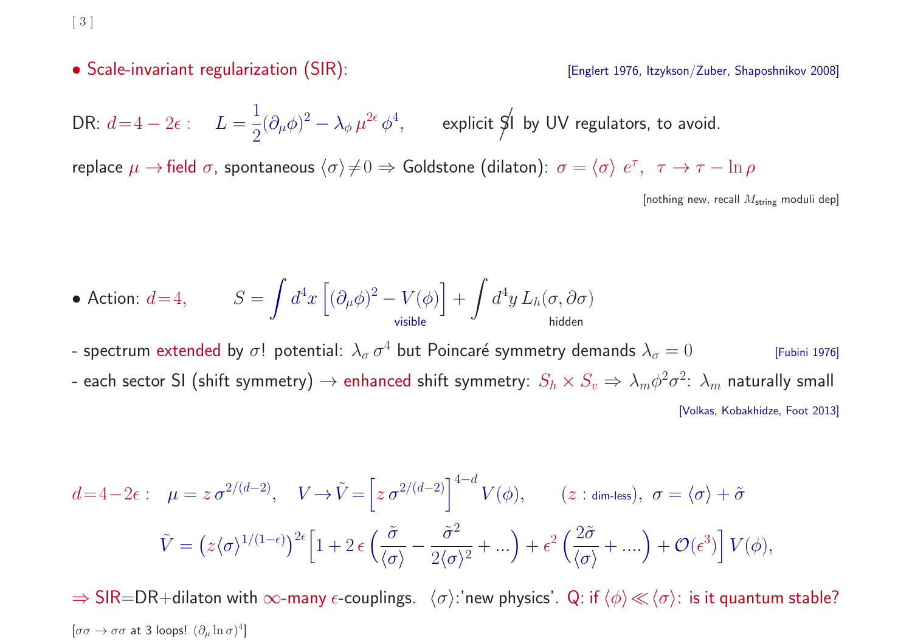- **Scale-invariant regularization (SIR):** [Englert 1976, Itzykson/Zuber, Shaposhnikov 2008]

DR: $d=4-2\epsilon:\quad L=\frac{1}{2}(\partial_\mu\phi)^2-\lambda_\phi\,\mu^{2\epsilon}\,\phi^4,$ explicit $\not{S}$I by UV regulators, to avoid.

replace $\mu\rightarrow$ field $\sigma$, spontaneous $\langle\sigma\rangle\neq 0\Rightarrow$ Goldstone (dilaton): $\sigma=\langle\sigma\rangle\,e^{\tau},\ \ \tau\rightarrow\tau-\ln\rho$

[nothing new, recall $M_{\text{string}}$ moduli dep]

- Action: $d=4,$

$$S=\int d^4x\,\Big[\underbrace{(\partial_\mu\phi)^2-V(\phi)}_{\text{visible}}\Big]+\underbrace{\int d^4y\,L_h(\sigma,\partial\sigma)}_{\text{hidden}}$$

- spectrum extended by $\sigma$! potential: $\lambda_\sigma\,\sigma^4$ but Poincaré symmetry demands $\lambda_\sigma=0$ [Fubini 1976]
- each sector SI (shift symmetry) $\rightarrow$ enhanced shift symmetry: $S_h\times S_v\Rightarrow\lambda_m\phi^2\sigma^2$: $\lambda_m$ naturally small

[Volkas, Kobakhidze, Foot 2013]

$$d=4-2\epsilon:\quad \mu=z\,\sigma^{2/(d-2)},\quad V\rightarrow\tilde V=\Big[z\,\sigma^{2/(d-2)}\Big]^{4-d}V(\phi),\qquad (z:\text{dim-less}),\ \ \sigma=\langle\sigma\rangle+\tilde\sigma$$

$$\tilde V=\big(z\langle\sigma\rangle^{1/(1-\epsilon)}\big)^{2\epsilon}\Big[1+2\,\epsilon\left(\frac{\tilde\sigma}{\langle\sigma\rangle}-\frac{\tilde\sigma^2}{2\langle\sigma\rangle^2}+...\right)+\epsilon^2\left(\frac{2\tilde\sigma}{\langle\sigma\rangle}+....\right)+\mathcal{O}(\epsilon^3)\Big]\,V(\phi),$$

$\Rightarrow$ SIR=DR+dilaton with $\infty$-many $\epsilon$-couplings. $\langle\sigma\rangle$:'new physics'. Q: if $\langle\phi\rangle\ll\langle\sigma\rangle$: is it quantum stable?

[$\sigma\sigma\rightarrow\sigma\sigma$ at 3 loops! $(\partial_\mu\ln\sigma)^4$]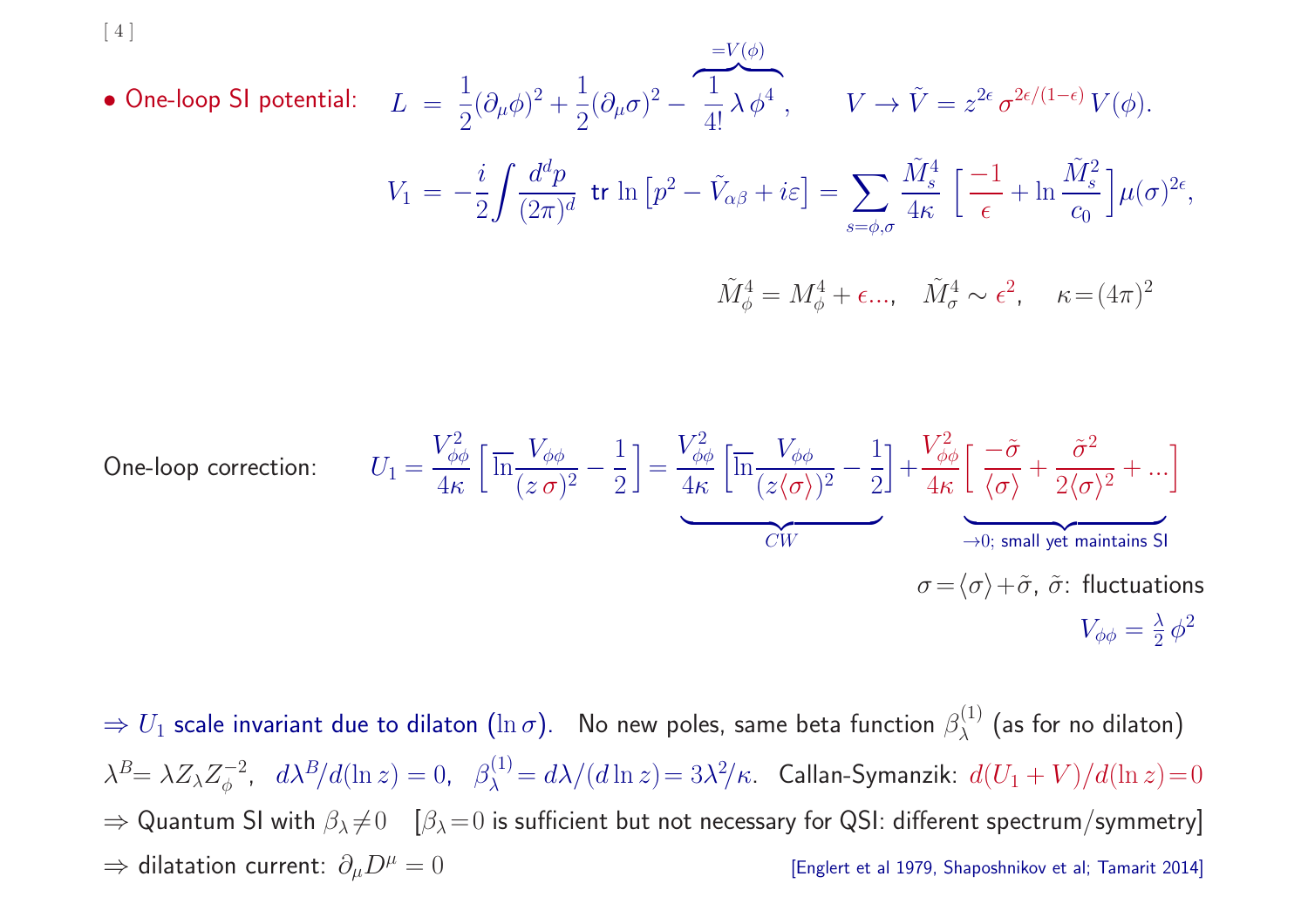• **One-loop SI potential:**
$$L = \frac{1}{2}(\partial_\mu\phi)^2 + \frac{1}{2}(\partial_\mu\sigma)^2 - \overbrace{\frac{1}{4!}\lambda\,\phi^4}^{=V(\phi)}, \qquad V \to \tilde V = z^{2\epsilon}\,\sigma^{2\epsilon/(1-\epsilon)}\,V(\phi).$$

$$V_1 = -\frac{i}{2}\int\frac{d^dp}{(2\pi)^d}\ \mathrm{tr}\,\ln\left[p^2 - \tilde V_{\alpha\beta} + i\varepsilon\right] = \sum_{s=\phi,\sigma}\frac{\tilde M_s^4}{4\kappa}\left[\frac{-1}{\epsilon} + \ln\frac{\tilde M_s^2}{c_0}\right]\mu(\sigma)^{2\epsilon},$$

$$\tilde M_\phi^4 = M_\phi^4 + \epsilon\ldots,\quad \tilde M_\sigma^4 \sim \epsilon^2,\quad \kappa = (4\pi)^2$$

One-loop correction:
$$U_1 = \frac{V_{\phi\phi}^2}{4\kappa}\left[\overline{\ln}\frac{V_{\phi\phi}}{(z\,\sigma)^2} - \frac{1}{2}\right] = \underbrace{\frac{V_{\phi\phi}^2}{4\kappa}\left[\overline{\ln}\frac{V_{\phi\phi}}{(z\langle\sigma\rangle)^2} - \frac{1}{2}\right]}_{CW} + \frac{V_{\phi\phi}^2}{4\kappa}\underbrace{\left[\frac{-\tilde\sigma}{\langle\sigma\rangle} + \frac{\tilde\sigma^2}{2\langle\sigma\rangle^2} + \ldots\right]}_{\to 0;\ \text{small yet maintains SI}}$$

$\sigma = \langle\sigma\rangle + \tilde\sigma$, $\tilde\sigma$: fluctuations

$V_{\phi\phi} = \frac{\lambda}{2}\,\phi^2$

$\Rightarrow$ $U_1$ scale invariant due to dilaton ($\ln\sigma$). No new poles, same beta function $\beta_\lambda^{(1)}$ (as for no dilaton)

$\lambda^B = \lambda Z_\lambda Z_\phi^{-2}$, $d\lambda^B/d(\ln z) = 0$, $\beta_\lambda^{(1)} = d\lambda/(d\ln z) = 3\lambda^2/\kappa$. Callan-Symanzik: $d(U_1 + V)/d(\ln z) = 0$

$\Rightarrow$ Quantum SI with $\beta_\lambda \neq 0$ [$\beta_\lambda = 0$ is sufficient but not necessary for QSI: different spectrum/symmetry]

$\Rightarrow$ dilatation current: $\partial_\mu D^\mu = 0$ [Englert et al 1979, Shaposhnikov et al; Tamarit 2014]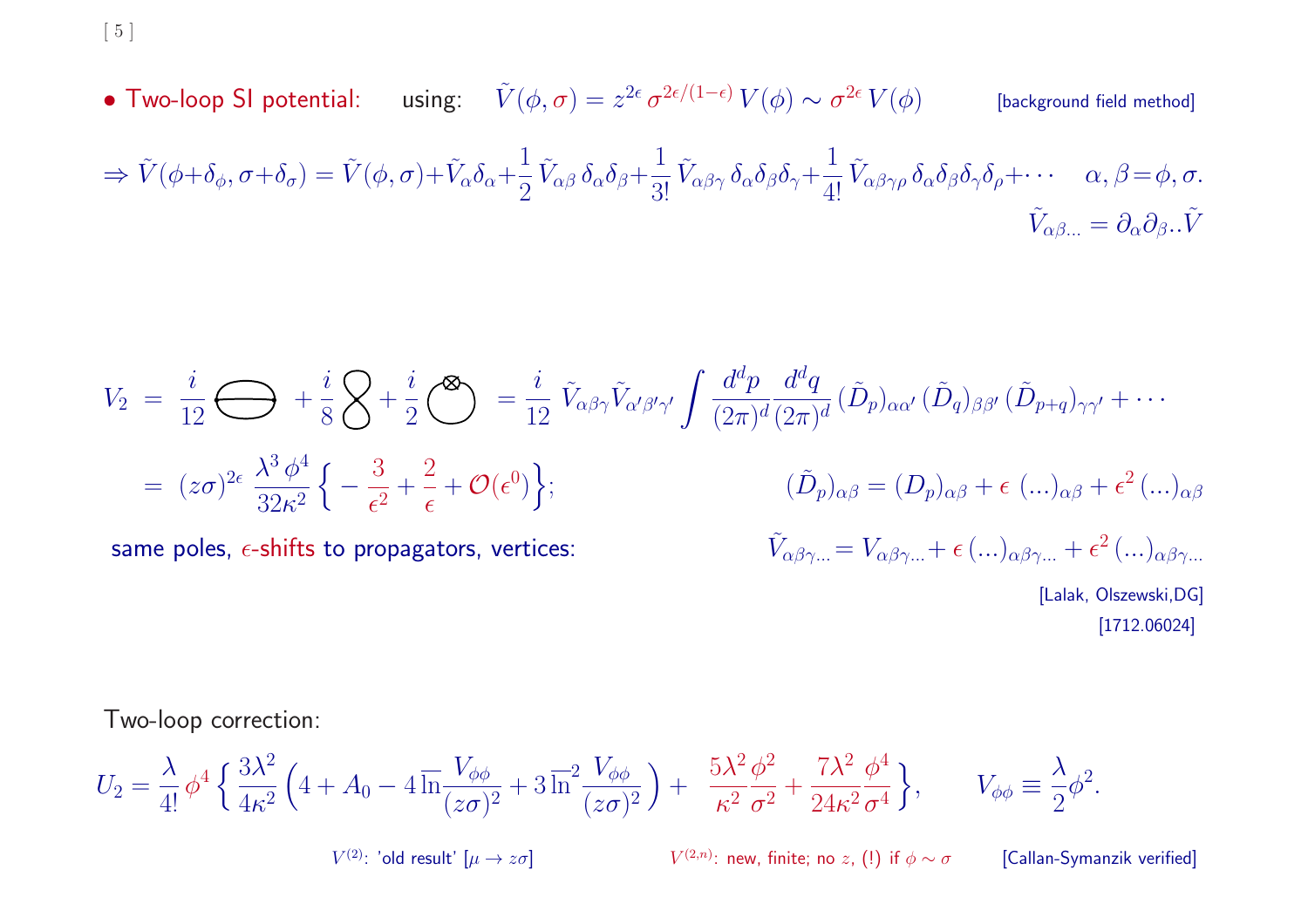- **Two-loop SI potential:** using: $\tilde{V}(\phi,\sigma) = z^{2\epsilon}\,\sigma^{2\epsilon/(1-\epsilon)}\,V(\phi) \sim \sigma^{2\epsilon}\,V(\phi)$ [background field method]

$$\Rightarrow \tilde{V}(\phi+\delta_\phi,\sigma+\delta_\sigma) = \tilde{V}(\phi,\sigma) + \tilde{V}_\alpha\delta_\alpha + \frac{1}{2}\tilde{V}_{\alpha\beta}\,\delta_\alpha\delta_\beta + \frac{1}{3!}\tilde{V}_{\alpha\beta\gamma}\,\delta_\alpha\delta_\beta\delta_\gamma + \frac{1}{4!}\tilde{V}_{\alpha\beta\gamma\rho}\,\delta_\alpha\delta_\beta\delta_\gamma\delta_\rho + \cdots \qquad \alpha,\beta = \phi,\sigma.$$

$$\tilde{V}_{\alpha\beta\ldots} = \partial_\alpha\partial_\beta..\tilde{V}$$

$$V_2 = \frac{i}{12}\,(\text{sunset}) + \frac{i}{8}\,(\text{figure-eight}) + \frac{i}{2}\,(\text{counterterm}) = \frac{i}{12}\,\tilde{V}_{\alpha\beta\gamma}\tilde{V}_{\alpha'\beta'\gamma'}\int\frac{d^dp}{(2\pi)^d}\frac{d^dq}{(2\pi)^d}\,(\tilde{D}_p)_{\alpha\alpha'}\,(\tilde{D}_q)_{\beta\beta'}\,(\tilde{D}_{p+q})_{\gamma\gamma'} + \cdots$$

$$= (z\sigma)^{2\epsilon}\,\frac{\lambda^3\,\phi^4}{32\kappa^2}\Big\{-\frac{3}{\epsilon^2} + \frac{2}{\epsilon} + \mathcal{O}(\epsilon^0)\Big\};$$

$$(\tilde{D}_p)_{\alpha\beta} = (D_p)_{\alpha\beta} + \epsilon\,(\ldots)_{\alpha\beta} + \epsilon^2\,(\ldots)_{\alpha\beta}$$

same poles, $\epsilon$-shifts to propagators, vertices:

$$\tilde{V}_{\alpha\beta\gamma\ldots} = V_{\alpha\beta\gamma\ldots} + \epsilon\,(\ldots)_{\alpha\beta\gamma\ldots} + \epsilon^2\,(\ldots)_{\alpha\beta\gamma\ldots}$$

[Lalak, Olszewski,DG] [1712.06024]

Two-loop correction:

$$U_2 = \frac{\lambda}{4!}\,\phi^4\,\Big\{\frac{3\lambda^2}{4\kappa^2}\Big(4 + A_0 - 4\,\overline{\ln}\frac{V_{\phi\phi}}{(z\sigma)^2} + 3\,\overline{\ln}^2\frac{V_{\phi\phi}}{(z\sigma)^2}\Big) + \frac{5\lambda^2}{\kappa^2}\frac{\phi^2}{\sigma^2} + \frac{7\lambda^2}{24\kappa^2}\frac{\phi^4}{\sigma^4}\Big\}, \qquad V_{\phi\phi} \equiv \frac{\lambda}{2}\phi^2.$$

$V^{(2)}$: 'old result' [$\mu \to z\sigma$] $\qquad$ $V^{(2,n)}$: new, finite; no $z$, (!) if $\phi \sim \sigma$ $\qquad$ [Callan-Symanzik verified]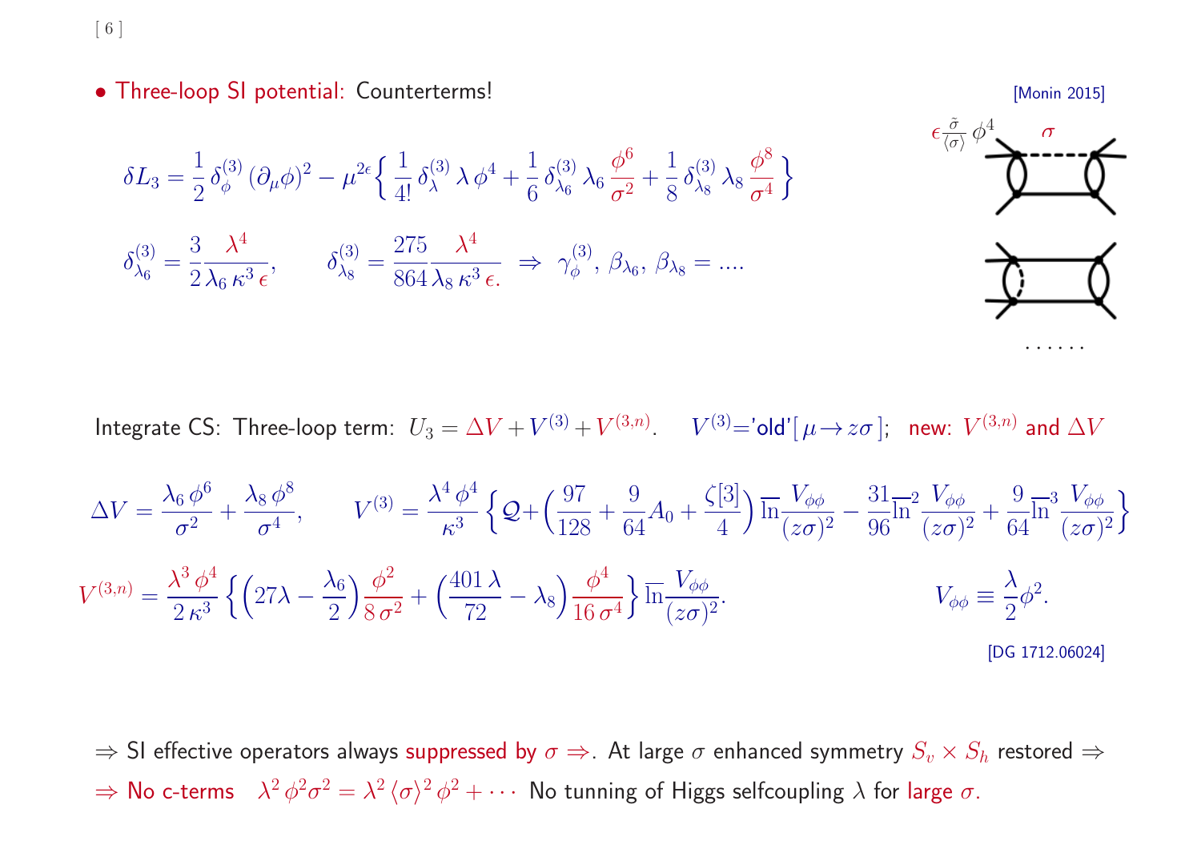- Three-loop SI potential: Counterterms! [Monin 2015]

$$\delta L_3 = \frac{1}{2}\,\delta_\phi^{(3)}\,(\partial_\mu\phi)^2 - \mu^{2\epsilon}\Big\{\,\frac{1}{4!}\,\delta_\lambda^{(3)}\,\lambda\,\phi^4 + \frac{1}{6}\,\delta_{\lambda_6}^{(3)}\,\lambda_6\,\frac{\phi^6}{\sigma^2} + \frac{1}{8}\,\delta_{\lambda_8}^{(3)}\,\lambda_8\,\frac{\phi^8}{\sigma^4}\,\Big\}$$

$$\delta_{\lambda_6}^{(3)} = \frac{3}{2}\frac{\lambda^4}{\lambda_6\,\kappa^3\,\epsilon}, \qquad \delta_{\lambda_8}^{(3)} = \frac{275}{864}\frac{\lambda^4}{\lambda_8\,\kappa^3\,\epsilon.} \;\Rightarrow\; \gamma_\phi^{(3)},\, \beta_{\lambda_6},\, \beta_{\lambda_8} = ....$$

$\epsilon\frac{\tilde\sigma}{\langle\sigma\rangle}\,\phi^4$ $\sigma$

......

Integrate CS: Three-loop term: $U_3 = \Delta V + V^{(3)} + V^{(3,n)}$. $V^{(3)}$='old'$[\,\mu\to z\sigma\,]$; new: $V^{(3,n)}$ and $\Delta V$

$$\Delta V = \frac{\lambda_6\,\phi^6}{\sigma^2} + \frac{\lambda_8\,\phi^8}{\sigma^4}, \qquad V^{(3)} = \frac{\lambda^4\,\phi^4}{\kappa^3}\Big\{\mathcal{Q} + \Big(\frac{97}{128} + \frac{9}{64}A_0 + \frac{\zeta[3]}{4}\Big)\,\overline{\ln}\frac{V_{\phi\phi}}{(z\sigma)^2} - \frac{31}{96}\overline{\ln}^2\frac{V_{\phi\phi}}{(z\sigma)^2} + \frac{9}{64}\overline{\ln}^3\frac{V_{\phi\phi}}{(z\sigma)^2}\Big\}$$

$$V^{(3,n)} = \frac{\lambda^3\,\phi^4}{2\,\kappa^3}\,\Big\{\Big(27\lambda - \frac{\lambda_6}{2}\Big)\frac{\phi^2}{8\,\sigma^2} + \Big(\frac{401\,\lambda}{72} - \lambda_8\Big)\frac{\phi^4}{16\,\sigma^4}\Big\}\,\overline{\ln}\frac{V_{\phi\phi}}{(z\sigma)^2}. \qquad V_{\phi\phi} \equiv \frac{\lambda}{2}\phi^2.$$

[DG 1712.06024]

$\Rightarrow$ SI effective operators always suppressed by $\sigma \Rightarrow$. At large $\sigma$ enhanced symmetry $S_v \times S_h$ restored $\Rightarrow$

$\Rightarrow$ No c-terms $\;\lambda^2\,\phi^2\sigma^2 = \lambda^2\,\langle\sigma\rangle^2\,\phi^2 + \cdots$ No tunning of Higgs selfcoupling $\lambda$ for large $\sigma$.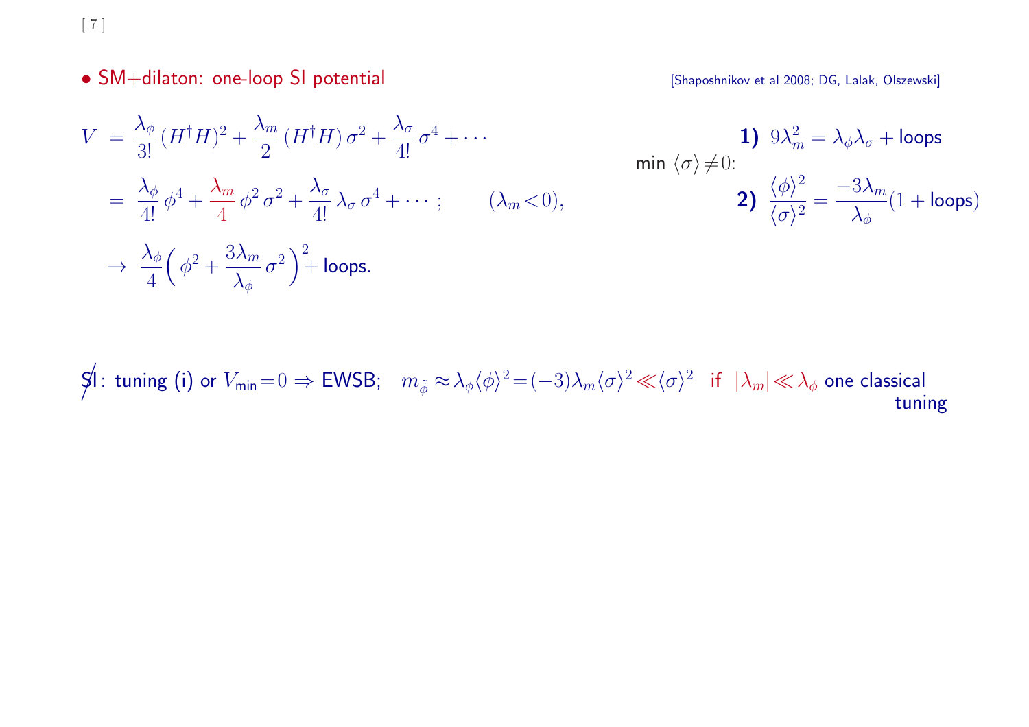- SM+dilaton: one-loop SI potential

[Shaposhnikov et al 2008; DG, Lalak, Olszewski]

$$
\begin{aligned}
V &= \frac{\lambda_\phi}{3!}\,(H^\dagger H)^2 + \frac{\lambda_m}{2}\,(H^\dagger H)\,\sigma^2 + \frac{\lambda_\sigma}{4!}\,\sigma^4 + \cdots \\
&= \frac{\lambda_\phi}{4!}\,\phi^4 + \frac{\lambda_m}{4}\,\phi^2\,\sigma^2 + \frac{\lambda_\sigma}{4!}\,\lambda_\sigma\,\sigma^4 + \cdots\,; \qquad (\lambda_m < 0), \\
&\to \frac{\lambda_\phi}{4}\Big(\phi^2 + \frac{3\lambda_m}{\lambda_\phi}\,\sigma^2\Big)^2 + \text{loops}.
\end{aligned}
$$

min $\langle\sigma\rangle \neq 0$:

**1)** $9\lambda_m^2 = \lambda_\phi \lambda_\sigma + \text{loops}$

**2)** $\dfrac{\langle\phi\rangle^2}{\langle\sigma\rangle^2} = \dfrac{-3\lambda_m}{\lambda_\phi}(1 + \text{loops})$

$\not{S}\!\!\!/\mathrm{I}$: tuning (i) or $V_{\text{min}} = 0 \Rightarrow$ EWSB; $\quad m_{\tilde\phi} \approx \lambda_\phi \langle\phi\rangle^2 = (-3)\lambda_m \langle\sigma\rangle^2 \ll \langle\sigma\rangle^2$ if $|\lambda_m| \ll \lambda_\phi$ one classical tuning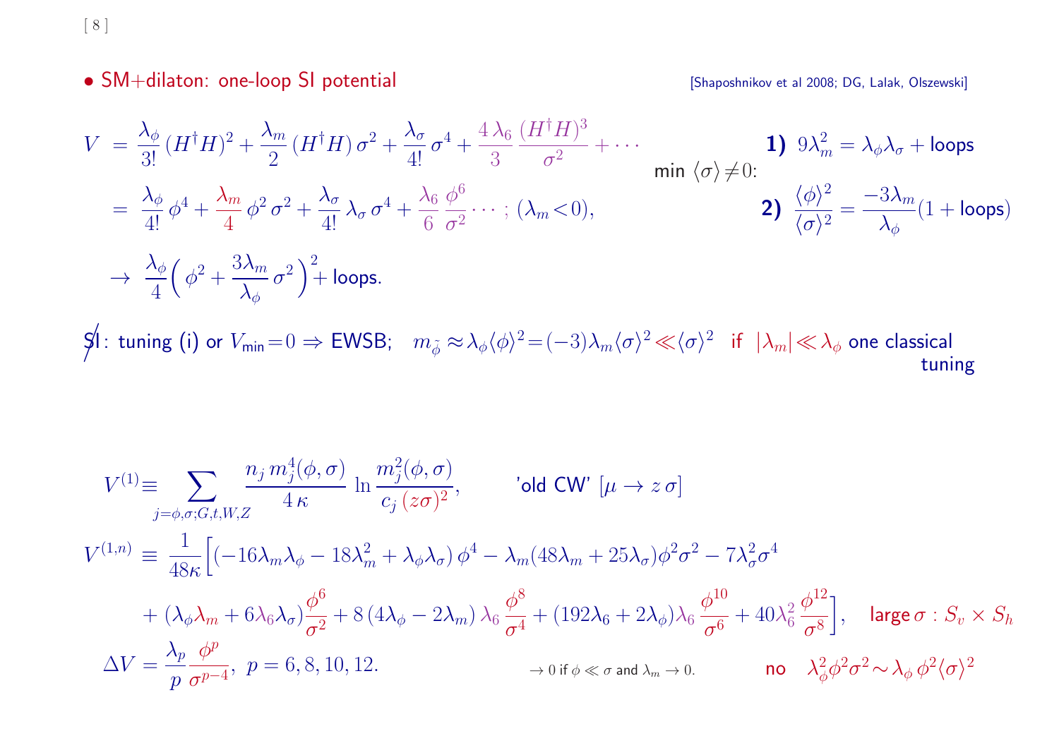- SM+dilaton: one-loop SI potential

[Shaposhnikov et al 2008; DG, Lalak, Olszewski]

$$
\begin{aligned}
V &= \frac{\lambda_\phi}{3!}\,(H^\dagger H)^2 + \frac{\lambda_m}{2}\,(H^\dagger H)\,\sigma^2 + \frac{\lambda_\sigma}{4!}\,\sigma^4 + \frac{4\,\lambda_6}{3}\,\frac{(H^\dagger H)^3}{\sigma^2} + \cdots \\
&= \frac{\lambda_\phi}{4!}\,\phi^4 + \frac{\lambda_m}{4}\,\phi^2\,\sigma^2 + \frac{\lambda_\sigma}{4!}\,\lambda_\sigma\,\sigma^4 + \frac{\lambda_6}{6}\,\frac{\phi^6}{\sigma^2}\cdots\,;\ (\lambda_m < 0), \\
&\to \frac{\lambda_\phi}{4}\Big(\phi^2 + \frac{3\lambda_m}{\lambda_\phi}\,\sigma^2\Big)^2 + \text{loops.}
\end{aligned}
$$

min $\langle\sigma\rangle \neq 0$:

**1)** $9\lambda_m^2 = \lambda_\phi \lambda_\sigma + \text{loops}$

**2)** $\dfrac{\langle\phi\rangle^2}{\langle\sigma\rangle^2} = \dfrac{-3\lambda_m}{\lambda_\phi}(1 + \text{loops})$

$\not{S}$I: tuning (i) or $V_{\text{min}} = 0 \Rightarrow$ EWSB; $\quad m_{\tilde\phi} \approx \lambda_\phi \langle\phi\rangle^2 = (-3)\lambda_m \langle\sigma\rangle^2 \ll \langle\sigma\rangle^2 \quad$ if $\;|\lambda_m| \ll \lambda_\phi$ one classical tuning

$$
V^{(1)} \equiv \sum_{j=\phi,\sigma;G,t,W,Z} \frac{n_j\, m_j^4(\phi,\sigma)}{4\,\kappa}\,\ln\frac{m_j^2(\phi,\sigma)}{c_j\,(z\sigma)^2}, \qquad \text{'old CW'}\ [\mu \to z\,\sigma]
$$

$$
\begin{aligned}
V^{(1,n)} \equiv \frac{1}{48\kappa}\Big[&(-16\lambda_m\lambda_\phi - 18\lambda_m^2 + \lambda_\phi\lambda_\sigma)\,\phi^4 - \lambda_m(48\lambda_m + 25\lambda_\sigma)\phi^2\sigma^2 - 7\lambda_\sigma^2\sigma^4 \\
&+ (\lambda_\phi\lambda_m + 6\lambda_6\lambda_\sigma)\frac{\phi^6}{\sigma^2} + 8\,(4\lambda_\phi - 2\lambda_m)\,\lambda_6\,\frac{\phi^8}{\sigma^4} + (192\lambda_6 + 2\lambda_\phi)\lambda_6\,\frac{\phi^{10}}{\sigma^6} + 40\lambda_6^2\,\frac{\phi^{12}}{\sigma^8}\Big],
\end{aligned}
$$

large $\sigma$ : $S_v \times S_h$

$$
\Delta V = \frac{\lambda_p}{p}\,\frac{\phi^p}{\sigma^{p-4}},\ p = 6, 8, 10, 12.
$$

$\to 0$ if $\phi \ll \sigma$ and $\lambda_m \to 0$.

no $\quad \lambda_\phi^2 \phi^2 \sigma^2 \sim \lambda_\phi\, \phi^2 \langle\sigma\rangle^2$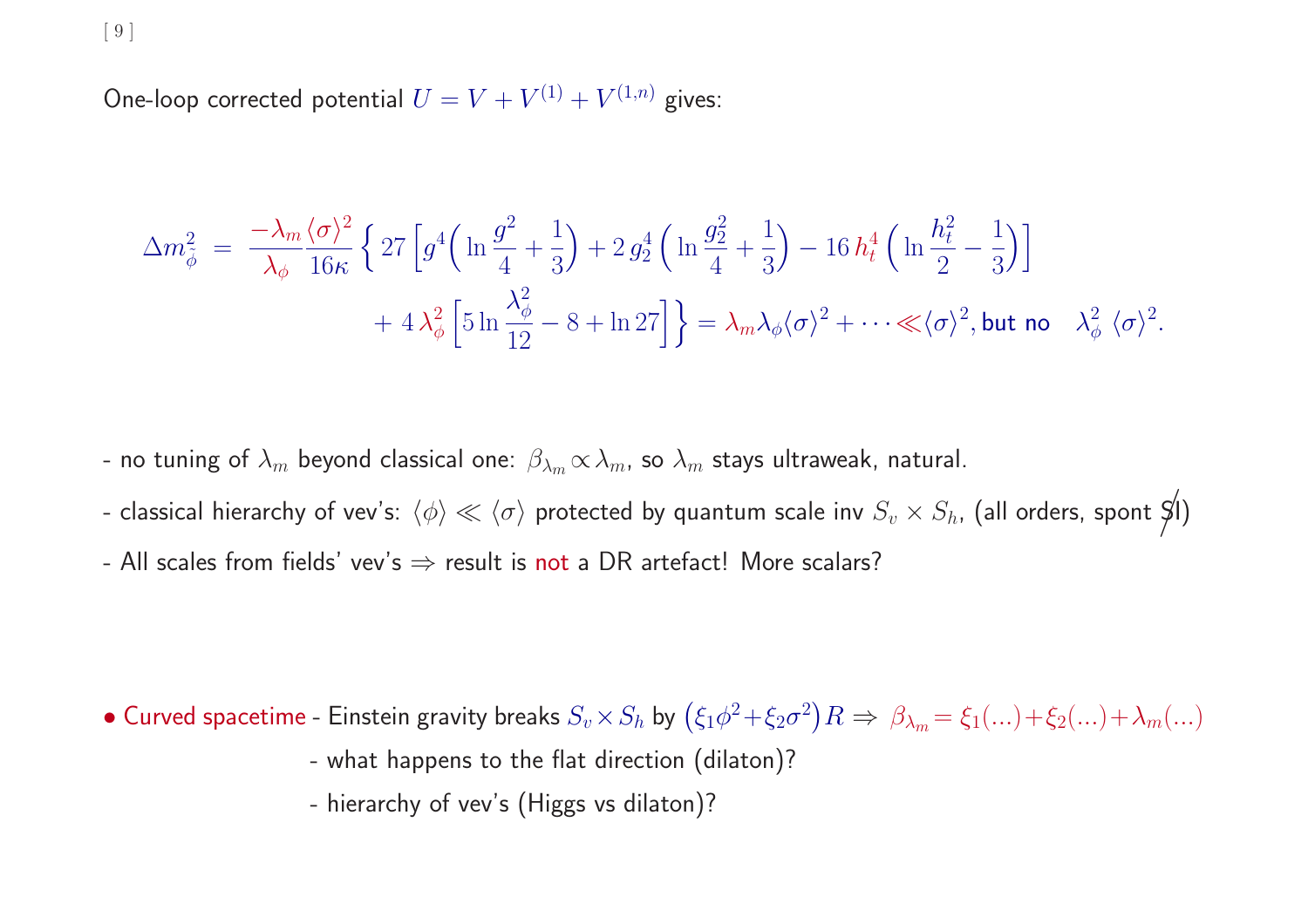One-loop corrected potential $U = V + V^{(1)} + V^{(1,n)}$ gives:

$$\Delta m_\phi^2 \;=\; \frac{-\lambda_m}{\lambda_\phi}\frac{\langle\sigma\rangle^2}{16\kappa}\Big\{ 27\Big[g^4\Big(\ln\frac{g^2}{4}+\frac{1}{3}\Big)+2\,g_2^4\Big(\ln\frac{g_2^2}{4}+\frac{1}{3}\Big)-16\,h_t^4\Big(\ln\frac{h_t^2}{2}-\frac{1}{3}\Big)\Big] + 4\,\lambda_\phi^2\Big[5\ln\frac{\lambda_\phi^2}{12}-8+\ln 27\Big]\Big\} = \lambda_m\lambda_\phi\langle\sigma\rangle^2+\cdots \ll \langle\sigma\rangle^2, \text{but no} \quad \lambda_\phi^2\,\langle\sigma\rangle^2.$$

- no tuning of $\lambda_m$ beyond classical one: $\beta_{\lambda_m} \propto \lambda_m$, so $\lambda_m$ stays ultraweak, natural.
- classical hierarchy of vev's: $\langle\phi\rangle \ll \langle\sigma\rangle$ protected by quantum scale inv $S_v \times S_h$, (all orders, spont $\not{S}$I)
- All scales from fields' vev's $\Rightarrow$ result is not a DR artefact! More scalars?

- Curved spacetime - Einstein gravity breaks $S_v \times S_h$ by $\big(\xi_1\phi^2+\xi_2\sigma^2\big)R \Rightarrow \beta_{\lambda_m} = \xi_1(...)+\xi_2(...)+\lambda_m(...)$
  - what happens to the flat direction (dilaton)?
  - hierarchy of vev's (Higgs vs dilaton)?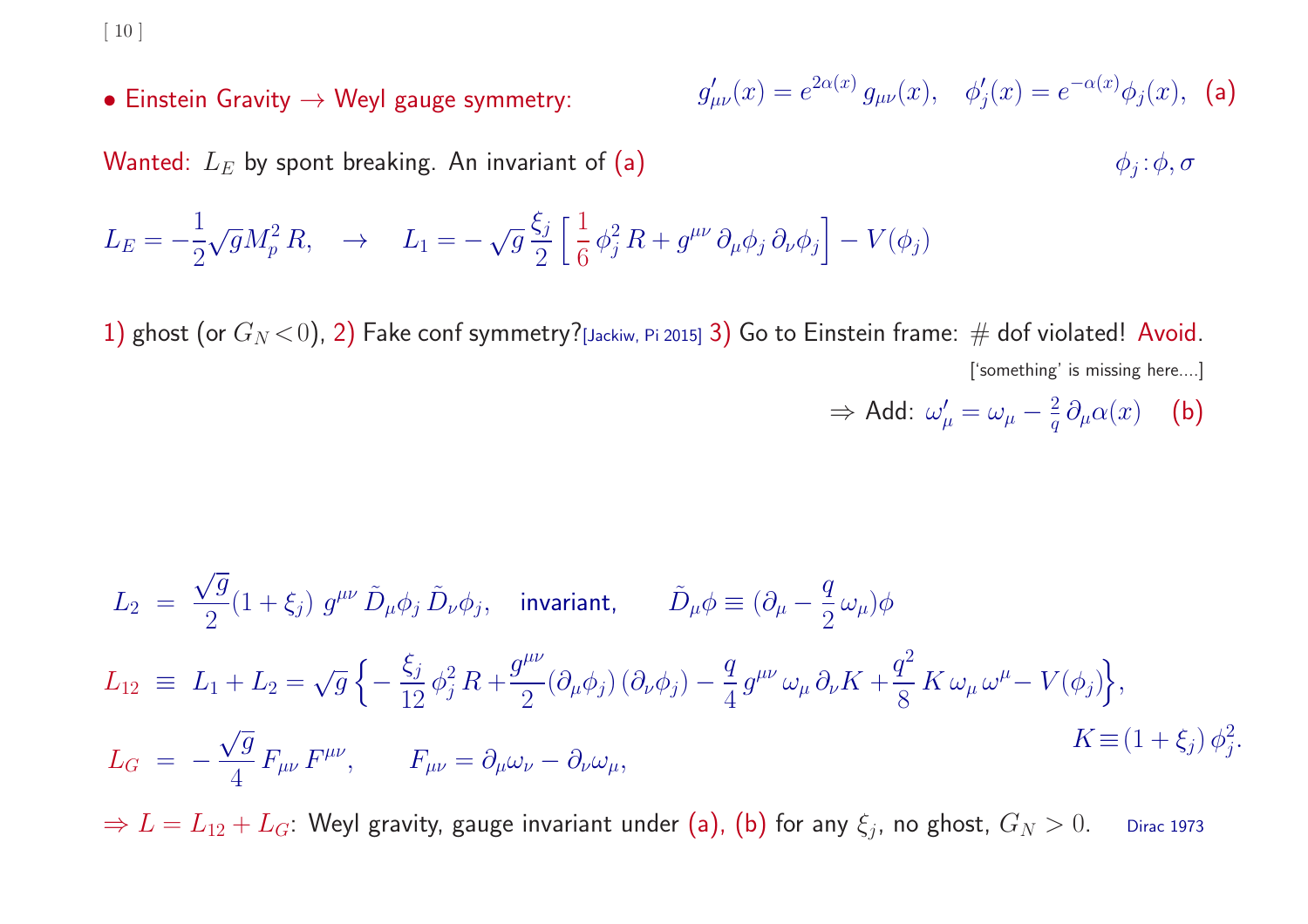• Einstein Gravity → Weyl gauge symmetry: $g'_{\mu\nu}(x) = e^{2\alpha(x)}\, g_{\mu\nu}(x), \quad \phi'_j(x) = e^{-\alpha(x)}\phi_j(x),$ (a)

Wanted: $L_E$ by spont breaking. An invariant of (a) $\phi_j : \phi, \sigma$

$$L_E = -\frac{1}{2}\sqrt{g} M_p^2\, R, \quad \rightarrow \quad L_1 = -\sqrt{g}\,\frac{\xi_j}{2}\Big[\,\frac{1}{6}\,\phi_j^2\, R + g^{\mu\nu}\,\partial_\mu\phi_j\,\partial_\nu\phi_j\Big] - V(\phi_j)$$

1) ghost (or $G_N < 0$), 2) Fake conf symmetry?[Jackiw, Pi 2015] 3) Go to Einstein frame: # dof violated! Avoid.

['something' is missing here....]

$\Rightarrow$ Add: $\omega'_\mu = \omega_\mu - \frac{2}{q}\,\partial_\mu\alpha(x)$ (b)

$$L_2 \;=\; \frac{\sqrt{g}}{2}(1+\xi_j)\; g^{\mu\nu}\,\tilde D_\mu\phi_j\,\tilde D_\nu\phi_j, \quad \text{invariant}, \qquad \tilde D_\mu\phi \equiv (\partial_\mu - \frac{q}{2}\,\omega_\mu)\phi$$

$$L_{12} \;\equiv\; L_1 + L_2 = \sqrt{g}\,\Big\{-\frac{\xi_j}{12}\,\phi_j^2\,R + \frac{g^{\mu\nu}}{2}(\partial_\mu\phi_j)\,(\partial_\nu\phi_j) - \frac{q}{4}\,g^{\mu\nu}\,\omega_\mu\,\partial_\nu K + \frac{q^2}{8}\,K\,\omega_\mu\,\omega^\mu - V(\phi_j)\Big\},$$

$$K \equiv (1+\xi_j)\,\phi_j^2.$$

$$L_G \;=\; -\frac{\sqrt{g}}{4}\,F_{\mu\nu}\,F^{\mu\nu}, \qquad F_{\mu\nu} = \partial_\mu\omega_\nu - \partial_\nu\omega_\mu,$$

$\Rightarrow L = L_{12} + L_G$: Weyl gravity, gauge invariant under (a), (b) for any $\xi_j$, no ghost, $G_N > 0$. Dirac 1973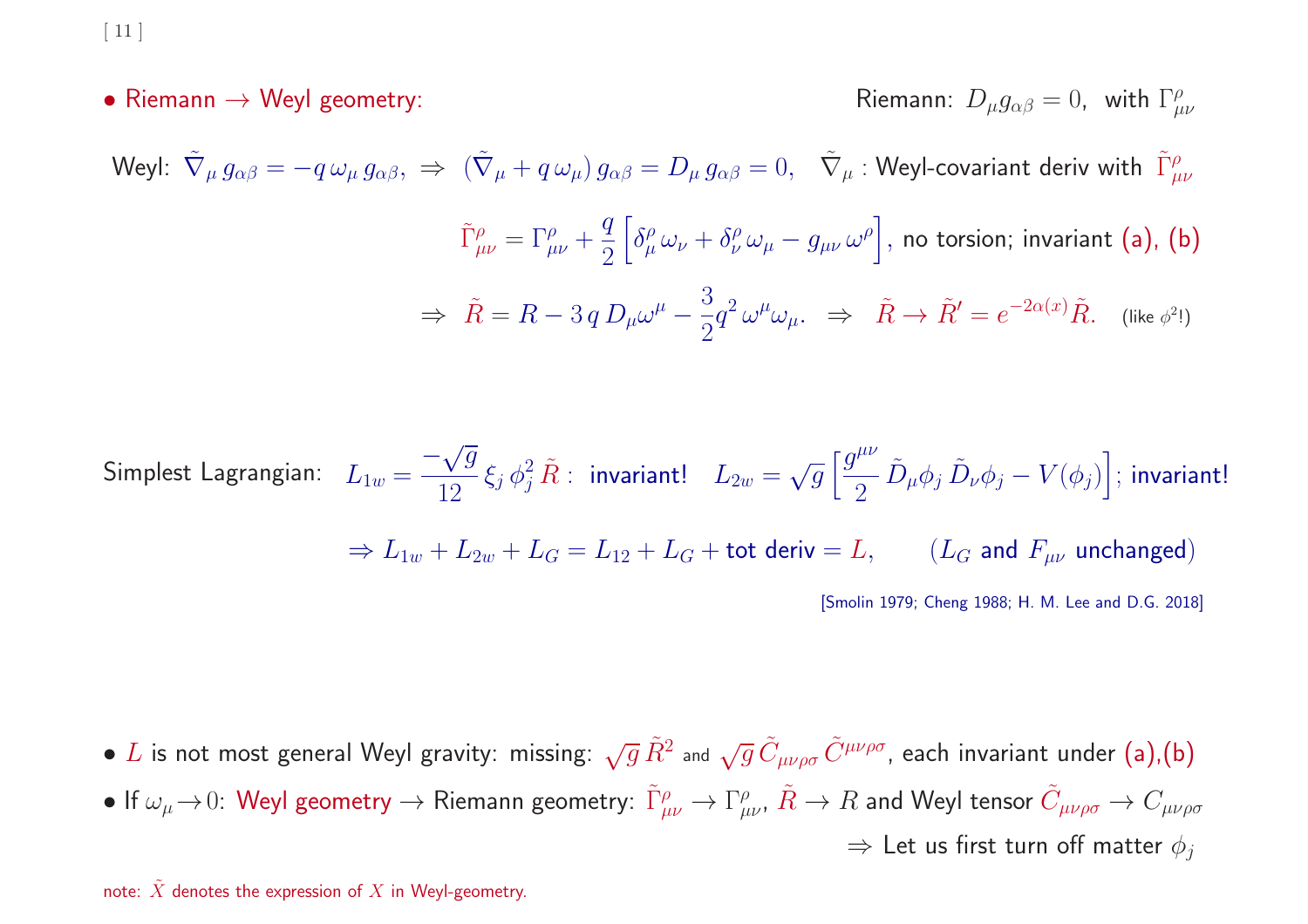- Riemann $\to$ Weyl geometry: Riemann: $D_\mu g_{\alpha\beta} = 0$, with $\Gamma^\rho_{\mu\nu}$

Weyl: $\tilde{\nabla}_\mu \, g_{\alpha\beta} = -q \, \omega_\mu \, g_{\alpha\beta}$, $\Rightarrow$ $(\tilde{\nabla}_\mu + q \, \omega_\mu) \, g_{\alpha\beta} = D_\mu \, g_{\alpha\beta} = 0$, $\tilde{\nabla}_\mu$ : Weyl-covariant deriv with $\tilde{\Gamma}^\rho_{\mu\nu}$

$$\tilde{\Gamma}^\rho_{\mu\nu} = \Gamma^\rho_{\mu\nu} + \frac{q}{2}\Big[\delta^\rho_\mu \, \omega_\nu + \delta^\rho_\nu \, \omega_\mu - g_{\mu\nu} \, \omega^\rho\Big],$$ no torsion; invariant (a), (b)

$$\Rightarrow \; \tilde{R} = R - 3 \, q \, D_\mu \omega^\mu - \frac{3}{2} q^2 \, \omega^\mu \omega_\mu. \;\; \Rightarrow \;\; \tilde{R} \to \tilde{R}' = e^{-2\alpha(x)} \tilde{R}.$$ (like $\phi^2$!)

Simplest Lagrangian: $L_{1w} = \dfrac{-\sqrt{g}}{12} \, \xi_j \, \phi_j^2 \, \tilde{R}$ : invariant! $L_{2w} = \sqrt{g}\left[\dfrac{g^{\mu\nu}}{2} \, \tilde{D}_\mu \phi_j \, \tilde{D}_\nu \phi_j - V(\phi_j)\right]$; invariant!

$$\Rightarrow L_{1w} + L_{2w} + L_G = L_{12} + L_G + \text{tot deriv} = L, \qquad (L_G \text{ and } F_{\mu\nu} \text{ unchanged})$$

[Smolin 1979; Cheng 1988; H. M. Lee and D.G. 2018]

- $L$ is not most general Weyl gravity: missing: $\sqrt{g} \, \tilde{R}^2$ and $\sqrt{g} \, \tilde{C}_{\mu\nu\rho\sigma} \, \tilde{C}^{\mu\nu\rho\sigma}$, each invariant under (a),(b)
- If $\omega_\mu \to 0$: Weyl geometry $\to$ Riemann geometry: $\tilde{\Gamma}^\rho_{\mu\nu} \to \Gamma^\rho_{\mu\nu}$, $\tilde{R} \to R$ and Weyl tensor $\tilde{C}_{\mu\nu\rho\sigma} \to C_{\mu\nu\rho\sigma}$

$\Rightarrow$ Let us first turn off matter $\phi_j$

note: $\tilde{X}$ denotes the expression of $X$ in Weyl-geometry.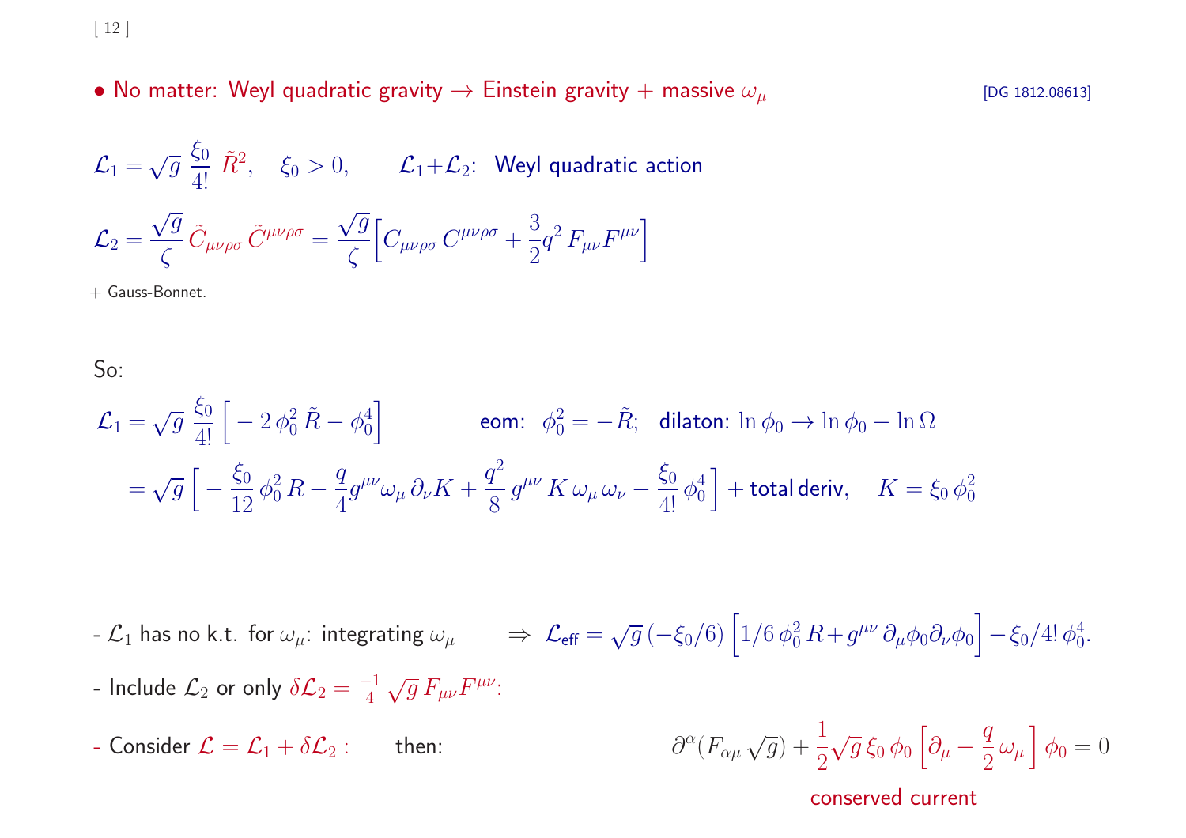- No matter: Weyl quadratic gravity → Einstein gravity + massive $\omega_\mu$ [DG 1812.08613]

$$\mathcal{L}_1 = \sqrt{g}\,\frac{\xi_0}{4!}\,\tilde{R}^2, \quad \xi_0 > 0, \qquad \mathcal{L}_1 + \mathcal{L}_2: \text{ Weyl quadratic action}$$

$$\mathcal{L}_2 = \frac{\sqrt{g}}{\zeta}\,\tilde{C}_{\mu\nu\rho\sigma}\,\tilde{C}^{\mu\nu\rho\sigma} = \frac{\sqrt{g}}{\zeta}\Big[C_{\mu\nu\rho\sigma}\,C^{\mu\nu\rho\sigma} + \frac{3}{2}q^2\,F_{\mu\nu}F^{\mu\nu}\Big]$$

+ Gauss-Bonnet.

So:

$$\mathcal{L}_1 = \sqrt{g}\,\frac{\xi_0}{4!}\Big[-2\,\phi_0^2\,\tilde{R} - \phi_0^4\Big] \qquad \text{eom: } \phi_0^2 = -\tilde{R}; \quad \text{dilaton: } \ln\phi_0 \to \ln\phi_0 - \ln\Omega$$

$$= \sqrt{g}\,\Big[-\frac{\xi_0}{12}\,\phi_0^2\,R - \frac{q}{4}g^{\mu\nu}\omega_\mu\,\partial_\nu K + \frac{q^2}{8}\,g^{\mu\nu}\,K\,\omega_\mu\,\omega_\nu - \frac{\xi_0}{4!}\,\phi_0^4\Big] + \text{total deriv}, \quad K = \xi_0\,\phi_0^2$$

- $\mathcal{L}_1$ has no k.t. for $\omega_\mu$: integrating $\omega_\mu$ $\quad \Rightarrow \; \mathcal{L}_{\text{eff}} = \sqrt{g}\,(-\xi_0/6)\Big[1/6\,\phi_0^2\,R + g^{\mu\nu}\,\partial_\mu\phi_0\partial_\nu\phi_0\Big] - \xi_0/4!\,\phi_0^4.$

- Include $\mathcal{L}_2$ or only $\delta\mathcal{L}_2 = \frac{-1}{4}\sqrt{g}\,F_{\mu\nu}F^{\mu\nu}$:

- Consider $\mathcal{L} = \mathcal{L}_1 + \delta\mathcal{L}_2$ : then:

$$\partial^\alpha(F_{\alpha\mu}\sqrt{g}) + \frac{1}{2}\sqrt{g}\,\xi_0\,\phi_0\Big[\partial_\mu - \frac{q}{2}\,\omega_\mu\Big]\,\phi_0 = 0$$

conserved current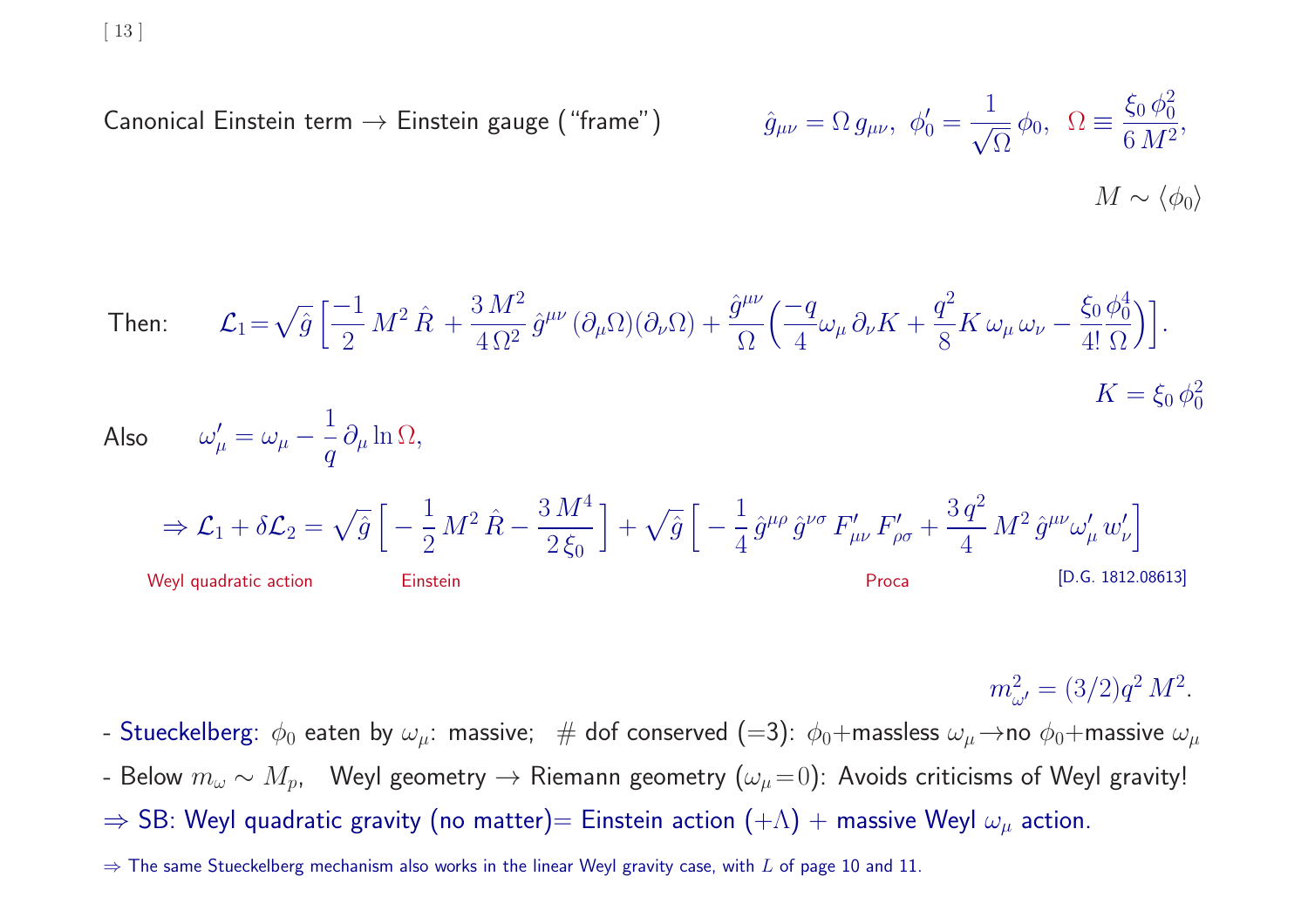Canonical Einstein term → Einstein gauge ("frame") $\qquad \hat{g}_{\mu\nu} = \Omega\, g_{\mu\nu}, \;\; \phi_0' = \frac{1}{\sqrt{\Omega}}\,\phi_0, \;\; \Omega \equiv \frac{\xi_0\,\phi_0^2}{6\,M^2},$

$M \sim \langle \phi_0 \rangle$

Then: $$\mathcal{L}_1 = \sqrt{\hat{g}}\,\Big[\frac{-1}{2}\,M^2\,\hat{R} + \frac{3\,M^2}{4\,\Omega^2}\,\hat{g}^{\mu\nu}\,(\partial_\mu\Omega)(\partial_\nu\Omega) + \frac{\hat{g}^{\mu\nu}}{\Omega}\Big(\frac{-q}{4}\omega_\mu\,\partial_\nu K + \frac{q^2}{8} K\,\omega_\mu\,\omega_\nu - \frac{\xi_0}{4!}\frac{\phi_0^4}{\Omega}\Big)\Big].$$

$K = \xi_0\,\phi_0^2$

Also $\quad \omega_\mu' = \omega_\mu - \frac{1}{q}\,\partial_\mu \ln\Omega,$

$$\Rightarrow \mathcal{L}_1 + \delta\mathcal{L}_2 = \sqrt{\hat{g}}\,\Big[-\frac{1}{2}\,M^2\,\hat{R} - \frac{3\,M^4}{2\,\xi_0}\Big] + \sqrt{\hat{g}}\,\Big[-\frac{1}{4}\,\hat{g}^{\mu\rho}\,\hat{g}^{\nu\sigma}\,F'_{\mu\nu}\,F'_{\rho\sigma} + \frac{3\,q^2}{4}\,M^2\,\hat{g}^{\mu\nu}\omega'_\mu\,w'_\nu\Big]$$

Weyl quadratic action $\qquad$ Einstein $\qquad$ Proca $\qquad$ [D.G. 1812.08613]

$m_{\omega'}^2 = (3/2)q^2\,M^2.$

- Stueckelberg: $\phi_0$ eaten by $\omega_\mu$: massive; # dof conserved (=3): $\phi_0$+massless $\omega_\mu$ →no $\phi_0$+massive $\omega_\mu$
- Below $m_\omega \sim M_p$, Weyl geometry → Riemann geometry ($\omega_\mu$=0): Avoids criticisms of Weyl gravity!

⇒ SB: Weyl quadratic gravity (no matter)= Einstein action (+$\Lambda$) + massive Weyl $\omega_\mu$ action.

⇒ The same Stueckelberg mechanism also works in the linear Weyl gravity case, with $L$ of page 10 and 11.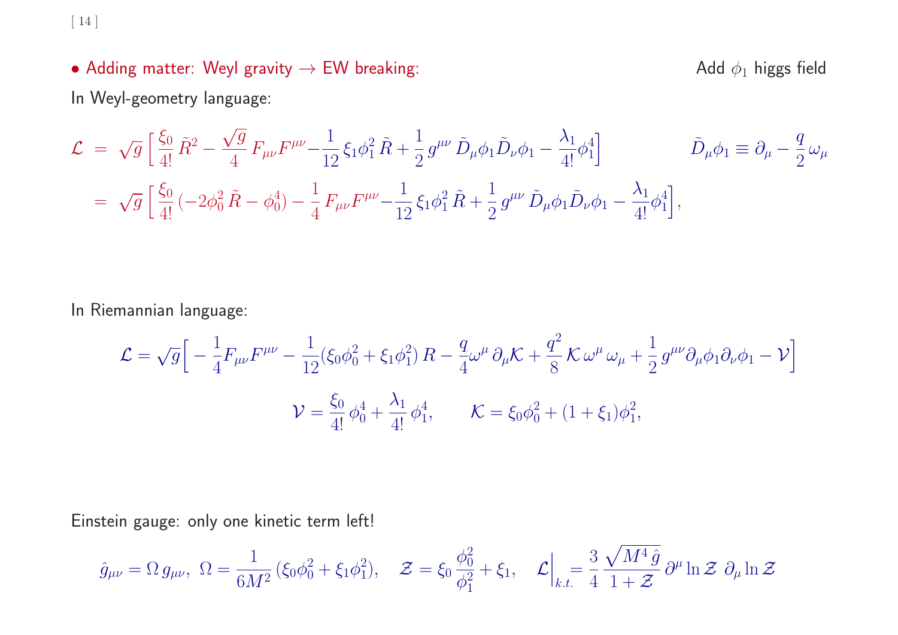• Adding matter: Weyl gravity → EW breaking: Add $\phi_1$ higgs field

In Weyl-geometry language:

$$\mathcal{L} = \sqrt{g}\,\Big[\,\frac{\xi_0}{4!}\,\tilde{R}^2 - \frac{\sqrt{g}}{4}\,F_{\mu\nu}F^{\mu\nu} - \frac{1}{12}\,\xi_1\phi_1^2\,\tilde{R} + \frac{1}{2}\,g^{\mu\nu}\,\tilde{D}_\mu\phi_1\tilde{D}_\nu\phi_1 - \frac{\lambda_1}{4!}\phi_1^4\Big] \qquad \tilde{D}_\mu\phi_1 \equiv \partial_\mu - \frac{q}{2}\,\omega_\mu$$

$$= \sqrt{g}\,\Big[\,\frac{\xi_0}{4!}\,(-2\phi_0^2\,\tilde{R} - \phi_0^4) - \frac{1}{4}\,F_{\mu\nu}F^{\mu\nu} - \frac{1}{12}\,\xi_1\phi_1^2\,\tilde{R} + \frac{1}{2}\,g^{\mu\nu}\,\tilde{D}_\mu\phi_1\tilde{D}_\nu\phi_1 - \frac{\lambda_1}{4!}\phi_1^4\Big],$$

In Riemannian language:

$$\mathcal{L} = \sqrt{g}\Big[-\frac{1}{4}F_{\mu\nu}F^{\mu\nu} - \frac{1}{12}(\xi_0\phi_0^2 + \xi_1\phi_1^2)\,R - \frac{q}{4}\omega^\mu\,\partial_\mu\mathcal{K} + \frac{q^2}{8}\,\mathcal{K}\,\omega^\mu\,\omega_\mu + \frac{1}{2}\,g^{\mu\nu}\partial_\mu\phi_1\partial_\nu\phi_1 - \mathcal{V}\Big]$$

$$\mathcal{V} = \frac{\xi_0}{4!}\,\phi_0^4 + \frac{\lambda_1}{4!}\,\phi_1^4, \qquad \mathcal{K} = \xi_0\phi_0^2 + (1+\xi_1)\phi_1^2,$$

Einstein gauge: only one kinetic term left!

$$\hat{g}_{\mu\nu} = \Omega\,g_{\mu\nu},\ \Omega = \frac{1}{6M^2}\,(\xi_0\phi_0^2 + \xi_1\phi_1^2), \quad \mathcal{Z} = \xi_0\,\frac{\phi_0^2}{\phi_1^2} + \xi_1, \quad \mathcal{L}\Big|_{k.t.} = \frac{3}{4}\,\frac{\sqrt{M^4\,\hat{g}}}{1+\mathcal{Z}}\,\partial^\mu \ln\mathcal{Z}\ \partial_\mu \ln\mathcal{Z}$$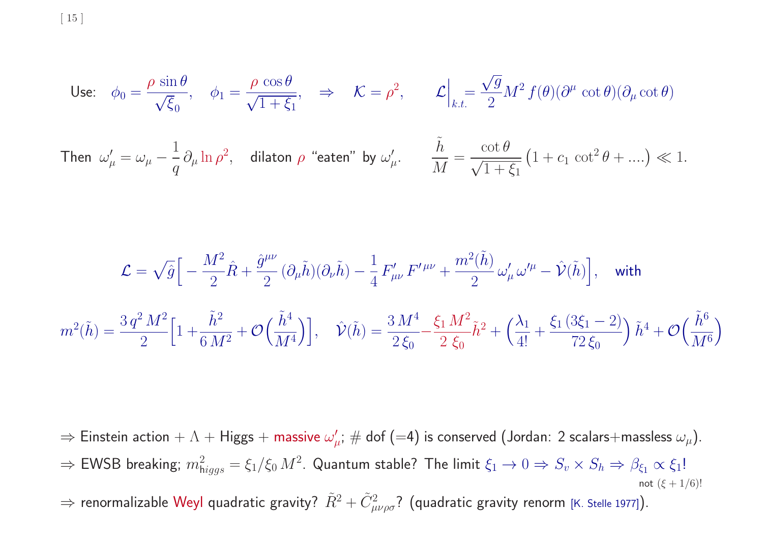Use: $\phi_0 = \dfrac{\rho \sin\theta}{\sqrt{\xi_0}}, \quad \phi_1 = \dfrac{\rho \cos\theta}{\sqrt{1+\xi_1}}, \quad \Rightarrow \quad \mathcal{K} = \rho^2, \qquad \mathcal{L}\Big\vert_{k.t.} = \dfrac{\sqrt{g}}{2} M^2 f(\theta) (\partial^\mu \cot\theta)(\partial_\mu \cot\theta)$

Then $\omega'_\mu = \omega_\mu - \dfrac{1}{q} \partial_\mu \ln \rho^2$, dilaton $\rho$ "eaten" by $\omega'_\mu$. $\qquad \dfrac{\tilde h}{M} = \dfrac{\cot\theta}{\sqrt{1+\xi_1}} \big(1 + c_1 \cot^2\theta + ....\big) \ll 1.$

$$\mathcal{L} = \sqrt{\hat g} \Big[ - \frac{M^2}{2} \hat R + \frac{\hat g^{\mu\nu}}{2} (\partial_\mu \tilde h)(\partial_\nu \tilde h) - \frac{1}{4} F'_{\mu\nu} F'^{\mu\nu} + \frac{m^2(\tilde h)}{2} \omega'_\mu \omega'^\mu - \hat{\mathcal{V}}(\tilde h) \Big], \quad \text{with}$$

$$m^2(\tilde h) = \frac{3\, q^2 M^2}{2} \Big[ 1 + \frac{\tilde h^2}{6\, M^2} + \mathcal{O}\Big(\frac{\tilde h^4}{M^4}\Big)\Big], \quad \hat{\mathcal{V}}(\tilde h) = \frac{3\, M^4}{2\, \xi_0} - \frac{\xi_1\, M^2}{2\ \xi_0} \tilde h^2 + \Big( \frac{\lambda_1}{4!} + \frac{\xi_1 (3\xi_1 - 2)}{72\, \xi_0} \Big) \tilde h^4 + \mathcal{O}\Big(\frac{\tilde h^6}{M^6}\Big)$$

$\Rightarrow$ Einstein action + $\Lambda$ + Higgs + massive $\omega'_\mu$; # dof (=4) is conserved (Jordan: 2 scalars+massless $\omega_\mu$).

$\Rightarrow$ EWSB breaking; $m^2_{\text{higgs}} = \xi_1/\xi_0\, M^2$. Quantum stable? The limit $\xi_1 \to 0 \Rightarrow S_v \times S_h \Rightarrow \beta_{\xi_1} \propto \xi_1$!
not $(\xi + 1/6)$!

$\Rightarrow$ renormalizable Weyl quadratic gravity? $\tilde R^2 + \tilde C^2_{\mu\nu\rho\sigma}$? (quadratic gravity renorm [K. Stelle 1977]).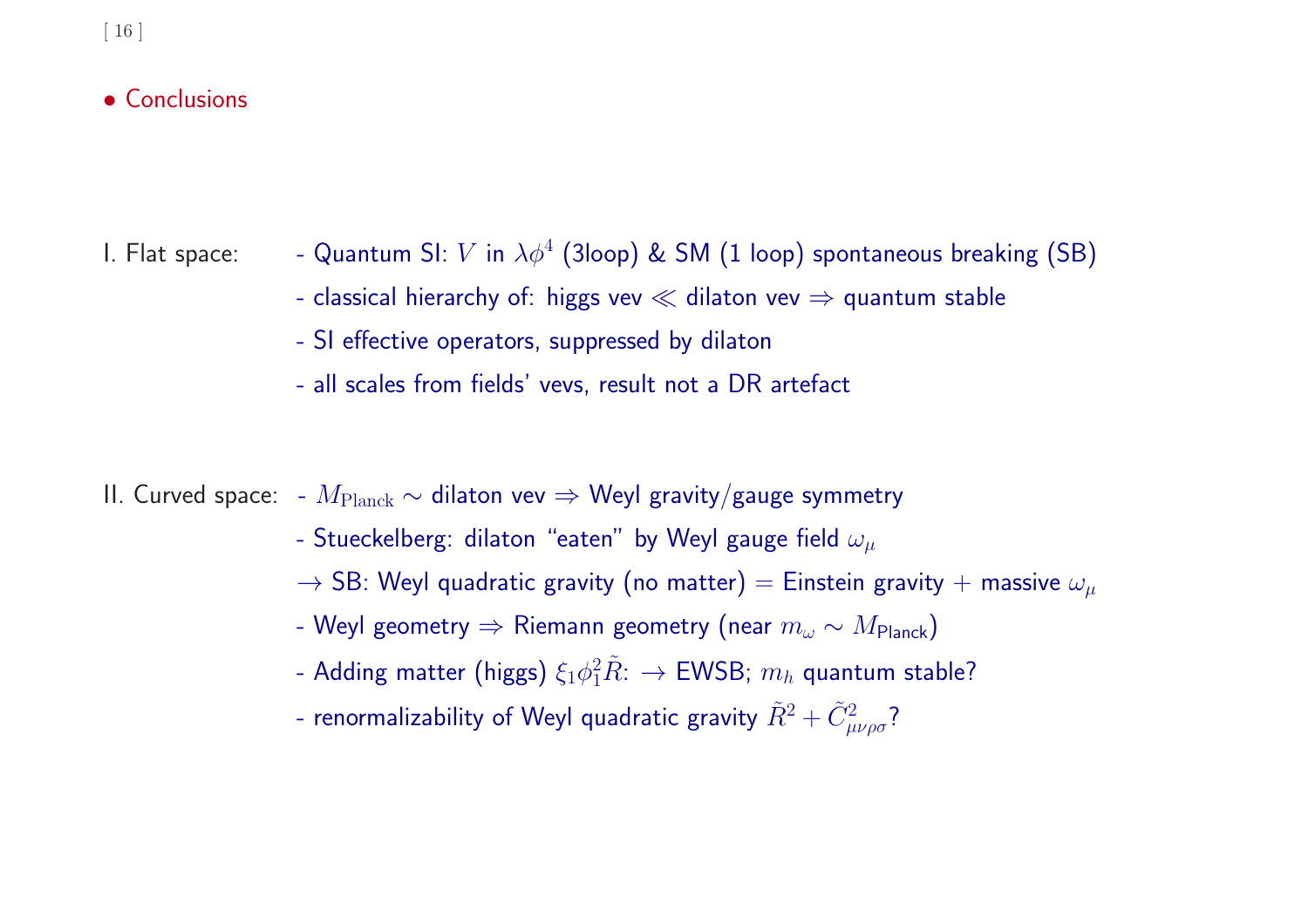## • Conclusions

I. Flat space:

- Quantum SI: $V$ in $\lambda\phi^4$ (3loop) & SM (1 loop) spontaneous breaking (SB)
- classical hierarchy of: higgs vev $\ll$ dilaton vev $\Rightarrow$ quantum stable
- SI effective operators, suppressed by dilaton
- all scales from fields' vevs, result not a DR artefact

II. Curved space:

- $M_{\rm Planck} \sim$ dilaton vev $\Rightarrow$ Weyl gravity/gauge symmetry
- Stueckelberg: dilaton "eaten" by Weyl gauge field $\omega_\mu$

$\rightarrow$ SB: Weyl quadratic gravity (no matter) = Einstein gravity + massive $\omega_\mu$

- Weyl geometry $\Rightarrow$ Riemann geometry (near $m_\omega \sim M_{\rm Planck}$)
- Adding matter (higgs) $\xi_1\phi_1^2\tilde{R}$: $\rightarrow$ EWSB; $m_h$ quantum stable?
- renormalizability of Weyl quadratic gravity $\tilde{R}^2 + \tilde{C}^2_{\mu\nu\rho\sigma}$?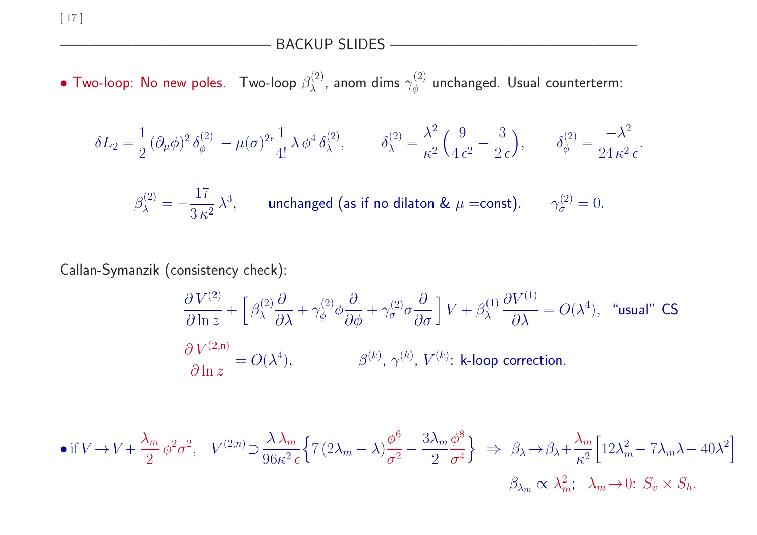## BACKUP SLIDES

- Two-loop: No new poles. Two-loop $\beta_\lambda^{(2)}$, anom dims $\gamma_\phi^{(2)}$ unchanged. Usual counterterm:

$$\delta L_2 = \frac{1}{2}\,(\partial_\mu\phi)^2\,\delta_\phi^{(2)} \,-\mu(\sigma)^{2\epsilon}\frac{1}{4!}\,\lambda\,\phi^4\,\delta_\lambda^{(2)}, \qquad \delta_\lambda^{(2)} = \frac{\lambda^2}{\kappa^2}\Big(\frac{9}{4\,\epsilon^2}-\frac{3}{2\,\epsilon}\Big), \qquad \delta_\phi^{(2)} = \frac{-\lambda^2}{24\,\kappa^2\,\epsilon}.$$

$$\beta_\lambda^{(2)} = -\frac{17}{3\,\kappa^2}\,\lambda^3, \qquad \text{unchanged (as if no dilaton \& } \mu = \text{const).} \qquad \gamma_\sigma^{(2)} = 0.$$

Callan-Symanzik (consistency check):

$$\frac{\partial V^{(2)}}{\partial \ln z} + \Big[\,\beta_\lambda^{(2)}\frac{\partial}{\partial\lambda} + \gamma_\phi^{(2)}\phi\frac{\partial}{\partial\phi} + \gamma_\sigma^{(2)}\sigma\frac{\partial}{\partial\sigma}\Big]\,V + \beta_\lambda^{(1)}\,\frac{\partial V^{(1)}}{\partial\lambda} = O(\lambda^4), \quad \text{"usual" CS}$$

$$\frac{\partial V^{(2,n)}}{\partial \ln z} = O(\lambda^4), \qquad \beta^{(k)},\ \gamma^{(k)},\ V^{(k)}\text{: k-loop correction.}$$

- if $V \to V + \dfrac{\lambda_m}{2}\,\phi^2\sigma^2$, $\quad V^{(2,n)} \supset \dfrac{\lambda\,\lambda_m}{96\kappa^2\,\epsilon}\Big\{7\,(2\lambda_m-\lambda)\dfrac{\phi^6}{\sigma^2} - \dfrac{3\lambda_m}{2}\dfrac{\phi^8}{\sigma^4}\Big\} \;\Rightarrow\; \beta_\lambda \to \beta_\lambda + \dfrac{\lambda_m}{\kappa^2}\Big[12\lambda_m^2 - 7\lambda_m\lambda - 40\lambda^2\Big]$

$\beta_{\lambda_m} \propto \lambda_m^2;\quad \lambda_m \to 0$: $S_v \times S_h$.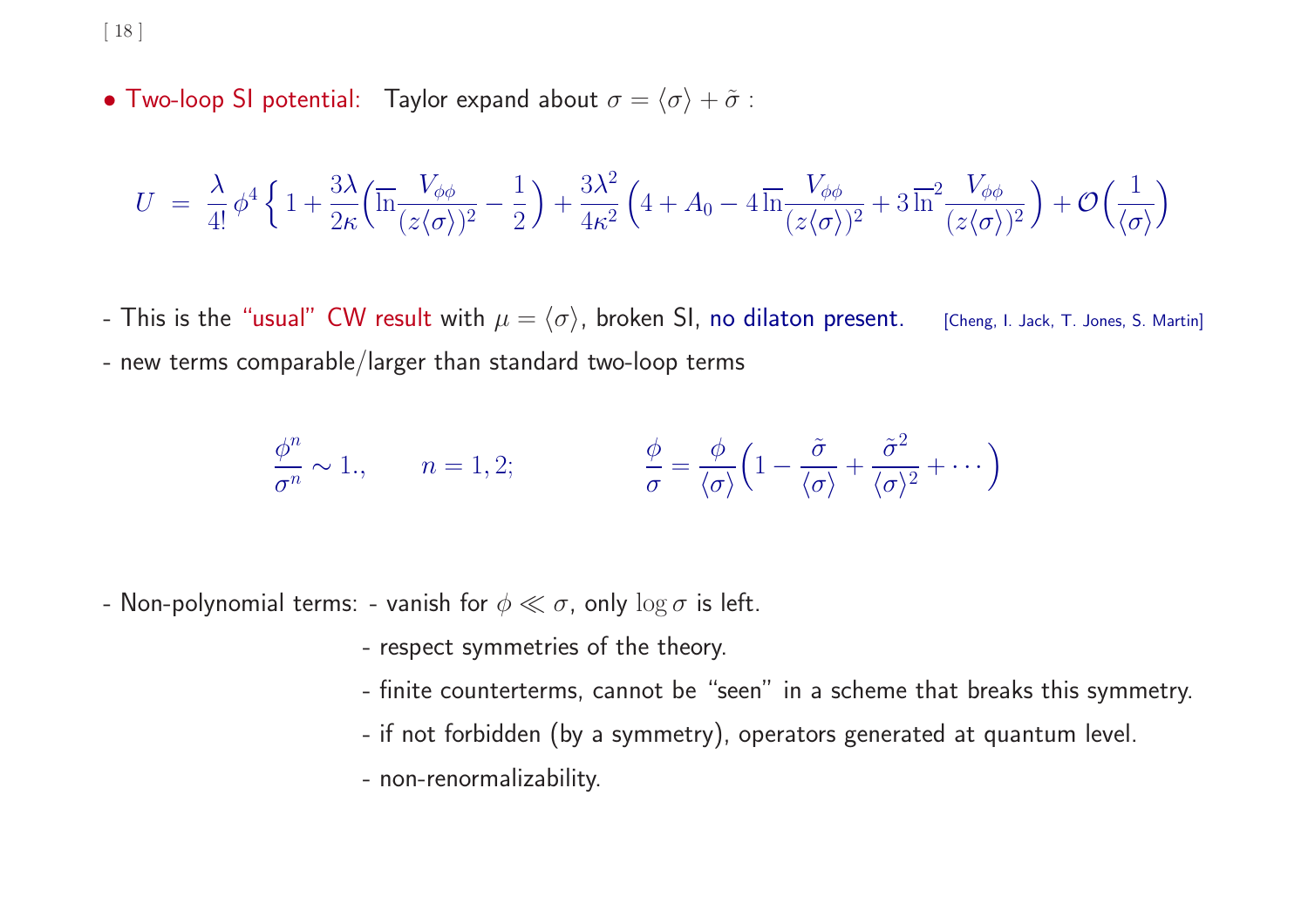- Two-loop SI potential: Taylor expand about $\sigma = \langle\sigma\rangle + \tilde{\sigma}$ :

$$U \;=\; \frac{\lambda}{4!}\,\phi^4\,\Big\{\,1+\frac{3\lambda}{2\kappa}\Big(\overline{\ln}\frac{V_{\phi\phi}}{(z\langle\sigma\rangle)^2}-\frac{1}{2}\Big)+\frac{3\lambda^2}{4\kappa^2}\,\Big(4+A_0-4\,\overline{\ln}\frac{V_{\phi\phi}}{(z\langle\sigma\rangle)^2}+3\,\overline{\ln}^2\frac{V_{\phi\phi}}{(z\langle\sigma\rangle)^2}\Big)+\mathcal{O}\Big(\frac{1}{\langle\sigma\rangle}\Big)$$

- This is the "usual" CW result with $\mu = \langle\sigma\rangle$, broken SI, no dilaton present. [Cheng, I. Jack, T. Jones, S. Martin]

- new terms comparable/larger than standard two-loop terms

$$\frac{\phi^n}{\sigma^n}\sim 1., \qquad n=1,2; \qquad\qquad \frac{\phi}{\sigma}=\frac{\phi}{\langle\sigma\rangle}\Big(1-\frac{\tilde{\sigma}}{\langle\sigma\rangle}+\frac{\tilde{\sigma}^2}{\langle\sigma\rangle^2}+\cdots\Big)$$

- Non-polynomial terms: - vanish for $\phi \ll \sigma$, only $\log\sigma$ is left.
  - respect symmetries of the theory.
  - finite counterterms, cannot be "seen" in a scheme that breaks this symmetry.
  - if not forbidden (by a symmetry), operators generated at quantum level.
  - non-renormalizability.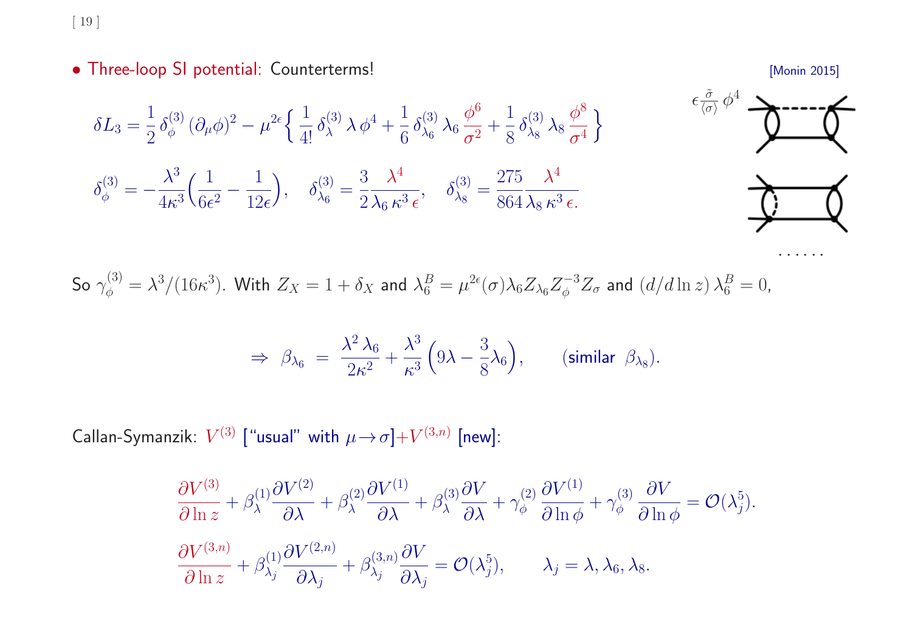- **Three-loop SI potential:** Counterterms! [Monin 2015]

$$\delta L_3 = \frac{1}{2}\,\delta_\phi^{(3)}\,(\partial_\mu\phi)^2 - \mu^{2\epsilon}\Big\{\,\frac{1}{4!}\,\delta_\lambda^{(3)}\,\lambda\,\phi^4 + \frac{1}{6}\,\delta_{\lambda_6}^{(3)}\,\lambda_6\,\frac{\phi^6}{\sigma^2} + \frac{1}{8}\,\delta_{\lambda_8}^{(3)}\,\lambda_8\,\frac{\phi^8}{\sigma^4}\,\Big\}$$

$$\delta_\phi^{(3)} = -\frac{\lambda^3}{4\kappa^3}\Big(\frac{1}{6\epsilon^2} - \frac{1}{12\epsilon}\Big), \quad \delta_{\lambda_6}^{(3)} = \frac{3}{2}\frac{\lambda^4}{\lambda_6\,\kappa^3\,\epsilon}, \quad \delta_{\lambda_8}^{(3)} = \frac{275}{864}\frac{\lambda^4}{\lambda_8\,\kappa^3\,\epsilon.}$$

$\epsilon\frac{\tilde\sigma}{\langle\sigma\rangle}\,\phi^4$

......

So $\gamma_\phi^{(3)} = \lambda^3/(16\kappa^3)$. With $Z_X = 1+\delta_X$ and $\lambda_6^B = \mu^{2\epsilon}(\sigma)\lambda_6 Z_{\lambda_6} Z_\phi^{-3} Z_\sigma$ and $(d/d\ln z)\,\lambda_6^B = 0$,

$$\Rightarrow\ \beta_{\lambda_6} \ = \ \frac{\lambda^2\,\lambda_6}{2\kappa^2} + \frac{\lambda^3}{\kappa^3}\Big(9\lambda - \frac{3}{8}\lambda_6\Big), \qquad \text{(similar } \beta_{\lambda_8}\text{)}.$$

Callan-Symanzik: $V^{(3)}$ ["usual" with $\mu\to\sigma$]$+V^{(3,n)}$ [new]:

$$\frac{\partial V^{(3)}}{\partial\ln z} + \beta_\lambda^{(1)}\frac{\partial V^{(2)}}{\partial\lambda} + \beta_\lambda^{(2)}\frac{\partial V^{(1)}}{\partial\lambda} + \beta_\lambda^{(3)}\frac{\partial V}{\partial\lambda} + \gamma_\phi^{(2)}\,\frac{\partial V^{(1)}}{\partial\ln\phi} + \gamma_\phi^{(3)}\,\frac{\partial V}{\partial\ln\phi} = \mathcal{O}(\lambda_j^5).$$

$$\frac{\partial V^{(3,n)}}{\partial\ln z} + \beta_{\lambda_j}^{(1)}\frac{\partial V^{(2,n)}}{\partial\lambda_j} + \beta_{\lambda_j}^{(3,n)}\frac{\partial V}{\partial\lambda_j} = \mathcal{O}(\lambda_j^5), \qquad \lambda_j = \lambda, \lambda_6, \lambda_8.$$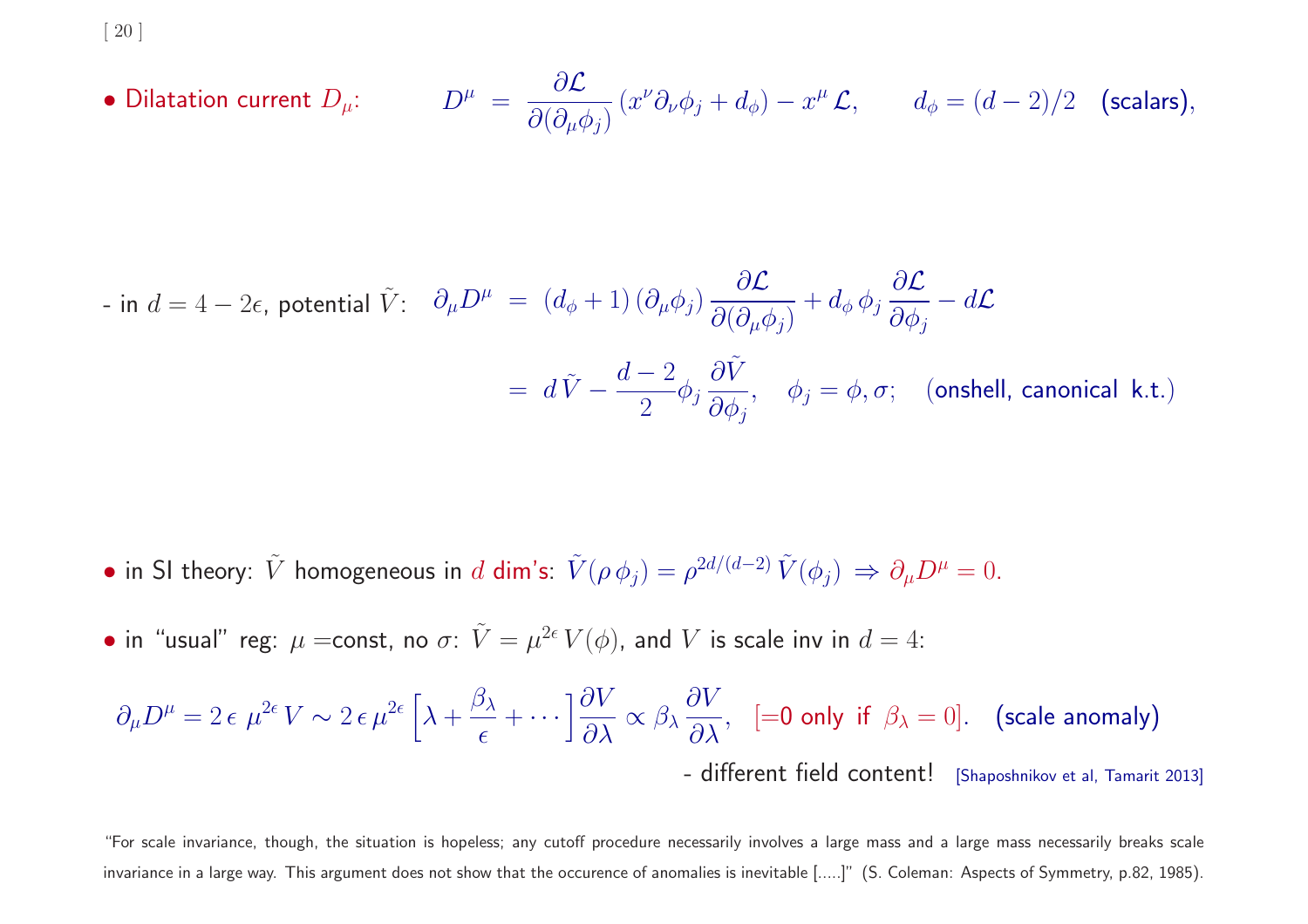- Dilatation current $D_\mu$: $$D^\mu = \frac{\partial \mathcal{L}}{\partial(\partial_\mu \phi_j)} (x^\nu \partial_\nu \phi_j + d_\phi) - x^\mu \mathcal{L}, \qquad d_\phi = (d-2)/2 \quad \text{(scalars)},$$

- in $d = 4 - 2\epsilon$, potential $\tilde{V}$: 

$$\partial_\mu D^\mu = (d_\phi + 1) (\partial_\mu \phi_j) \frac{\partial \mathcal{L}}{\partial(\partial_\mu \phi_j)} + d_\phi \, \phi_j \frac{\partial \mathcal{L}}{\partial \phi_j} - d\mathcal{L}$$

$$= d \, \tilde{V} - \frac{d-2}{2} \phi_j \frac{\partial \tilde{V}}{\partial \phi_j}, \quad \phi_j = \phi, \sigma; \quad \text{(onshell, canonical k.t.)}$$

- in SI theory: $\tilde{V}$ homogeneous in $d$ dim's: $\tilde{V}(\rho \, \phi_j) = \rho^{2d/(d-2)} \, \tilde{V}(\phi_j) \Rightarrow \partial_\mu D^\mu = 0.$

- in "usual" reg: $\mu =$const, no $\sigma$: $\tilde{V} = \mu^{2\epsilon} \, V(\phi)$, and $V$ is scale inv in $d = 4$:

$$\partial_\mu D^\mu = 2 \, \epsilon \, \mu^{2\epsilon} \, V \sim 2 \, \epsilon \, \mu^{2\epsilon} \left[ \lambda + \frac{\beta_\lambda}{\epsilon} + \cdots \right] \frac{\partial V}{\partial \lambda} \propto \beta_\lambda \frac{\partial V}{\partial \lambda}, \quad [=0 \text{ only if } \beta_\lambda = 0]. \quad \text{(scale anomaly)}$$

- different field content! [Shaposhnikov et al, Tamarit 2013]

"For scale invariance, though, the situation is hopeless; any cutoff procedure necessarily involves a large mass and a large mass necessarily breaks scale invariance in a large way. This argument does not show that the occurence of anomalies is inevitable [.....]" (S. Coleman: Aspects of Symmetry, p.82, 1985).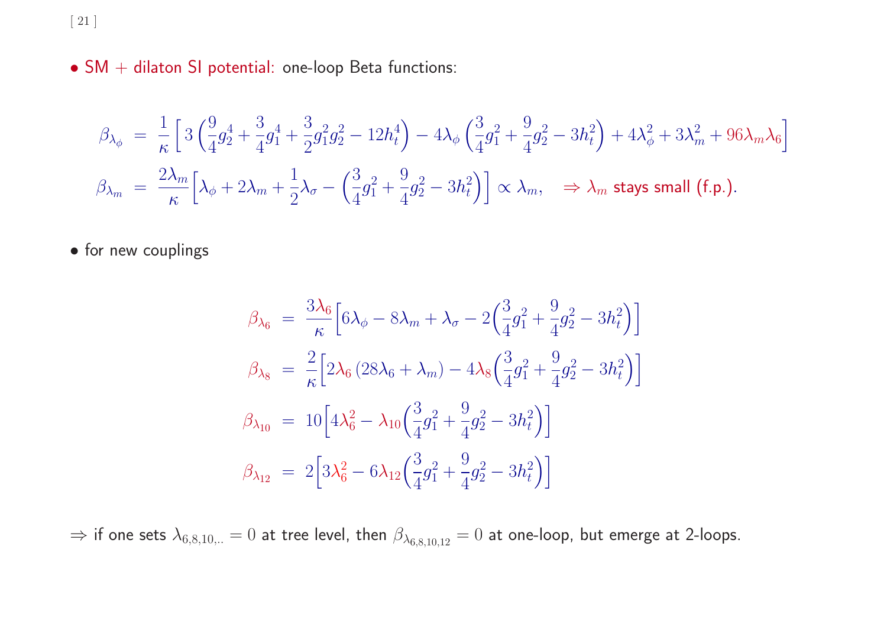- SM + dilaton SI potential: one-loop Beta functions:

$$\beta_{\lambda_\phi} = \frac{1}{\kappa}\Big[3\Big(\frac{9}{4}g_2^4+\frac{3}{4}g_1^4+\frac{3}{2}g_1^2g_2^2-12h_t^4\Big)-4\lambda_\phi\Big(\frac{3}{4}g_1^2+\frac{9}{4}g_2^2-3h_t^2\Big)+4\lambda_\phi^2+3\lambda_m^2+96\lambda_m\lambda_6\Big]$$

$$\beta_{\lambda_m} = \frac{2\lambda_m}{\kappa}\Big[\lambda_\phi+2\lambda_m+\frac{1}{2}\lambda_\sigma-\Big(\frac{3}{4}g_1^2+\frac{9}{4}g_2^2-3h_t^2\Big)\Big]\propto\lambda_m, \quad \Rightarrow \lambda_m \text{ stays small (f.p.).}$$

- for new couplings

$$\beta_{\lambda_6} = \frac{3\lambda_6}{\kappa}\Big[6\lambda_\phi-8\lambda_m+\lambda_\sigma-2\Big(\frac{3}{4}g_1^2+\frac{9}{4}g_2^2-3h_t^2\Big)\Big]$$

$$\beta_{\lambda_8} = \frac{2}{\kappa}\Big[2\lambda_6\left(28\lambda_6+\lambda_m\right)-4\lambda_8\Big(\frac{3}{4}g_1^2+\frac{9}{4}g_2^2-3h_t^2\Big)\Big]$$

$$\beta_{\lambda_{10}} = 10\Big[4\lambda_6^2-\lambda_{10}\Big(\frac{3}{4}g_1^2+\frac{9}{4}g_2^2-3h_t^2\Big)\Big]$$

$$\beta_{\lambda_{12}} = 2\Big[3\lambda_6^2-6\lambda_{12}\Big(\frac{3}{4}g_1^2+\frac{9}{4}g_2^2-3h_t^2\Big)\Big]$$

$\Rightarrow$ if one sets $\lambda_{6,8,10,..}=0$ at tree level, then $\beta_{\lambda_{6,8,10,12}}=0$ at one-loop, but emerge at 2-loops.